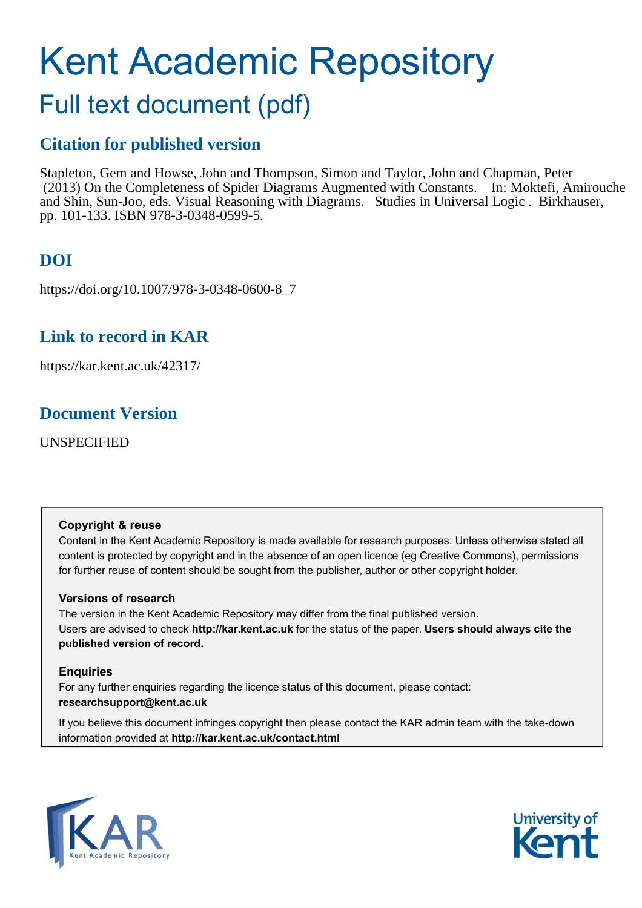# Kent Academic Repository

## Full text document (pdf)

### Citation for published version

Stapleton, Gem and Howse, John and Thompson, Simon and Taylor, John and Chapman, Peter (2013) On the Completeness of Spider Diagrams Augmented with Constants. In: Moktefi, Amirouche and Shin, Sun-Joo, eds. Visual Reasoning with Diagrams. Studies in Universal Logic . Birkhauser, pp. 101-133. ISBN 978-3-0348-0599-5.

### DOI

https://doi.org/10.1007/978-3-0348-0600-8_7

### Link to record in KAR

https://kar.kent.ac.uk/42317/

### Document Version

UNSPECIFIED

**Copyright & reuse**

Content in the Kent Academic Repository is made available for research purposes. Unless otherwise stated all content is protected by copyright and in the absence of an open licence (eg Creative Commons), permissions for further reuse of content should be sought from the publisher, author or other copyright holder.

**Versions of research**

The version in the Kent Academic Repository may differ from the final published version.
Users are advised to check **http://kar.kent.ac.uk** for the status of the paper. **Users should always cite the published version of record.**

**Enquiries**

For any further enquiries regarding the licence status of this document, please contact:
**researchsupport@kent.ac.uk**

If you believe this document infringes copyright then please contact the KAR admin team with the take-down information provided at **http://kar.kent.ac.uk/contact.html**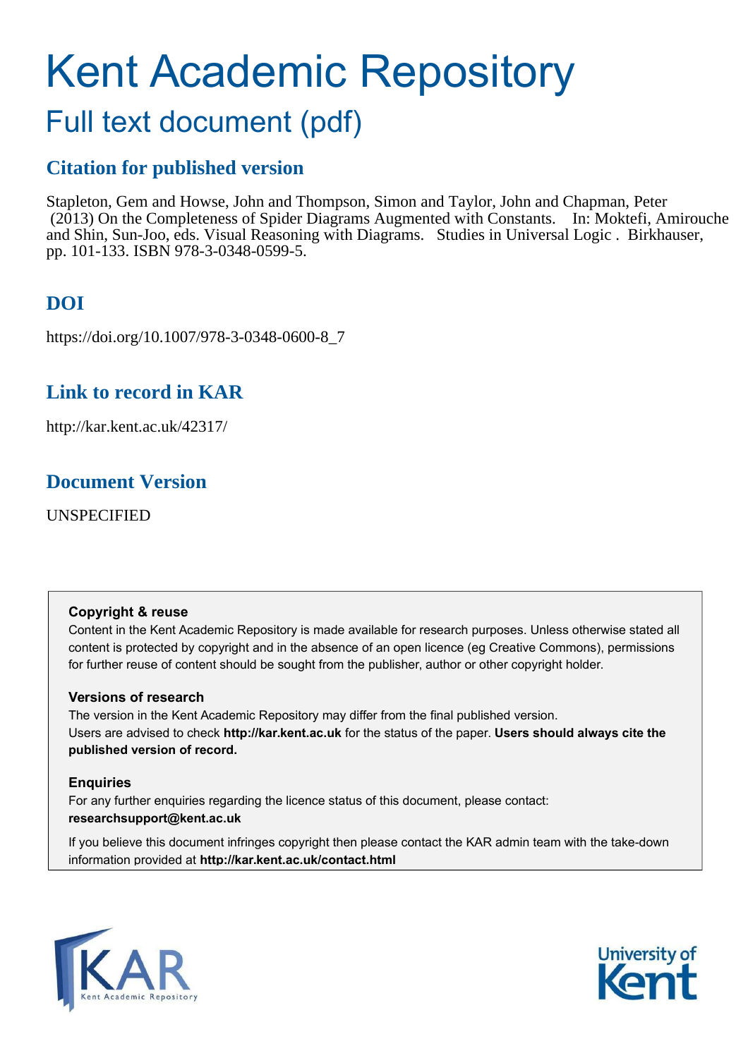# Kent Academic Repository

## Full text document (pdf)

### Citation for published version

Stapleton, Gem and Howse, John and Thompson, Simon and Taylor, John and Chapman, Peter (2013) On the Completeness of Spider Diagrams Augmented with Constants. In: Moktefi, Amirouche and Shin, Sun-Joo, eds. Visual Reasoning with Diagrams. Studies in Universal Logic . Birkhauser, pp. 101-133. ISBN 978-3-0348-0599-5.

### DOI

https://doi.org/10.1007/978-3-0348-0600-8_7

### Link to record in KAR

http://kar.kent.ac.uk/42317/

### Document Version

UNSPECIFIED

**Copyright & reuse**

Content in the Kent Academic Repository is made available for research purposes. Unless otherwise stated all content is protected by copyright and in the absence of an open licence (eg Creative Commons), permissions for further reuse of content should be sought from the publisher, author or other copyright holder.

**Versions of research**

The version in the Kent Academic Repository may differ from the final published version. Users are advised to check **http://kar.kent.ac.uk** for the status of the paper. **Users should always cite the published version of record.**

**Enquiries**

For any further enquiries regarding the licence status of this document, please contact: **researchsupport@kent.ac.uk**

If you believe this document infringes copyright then please contact the KAR admin team with the take-down information provided at **http://kar.kent.ac.uk/contact.html**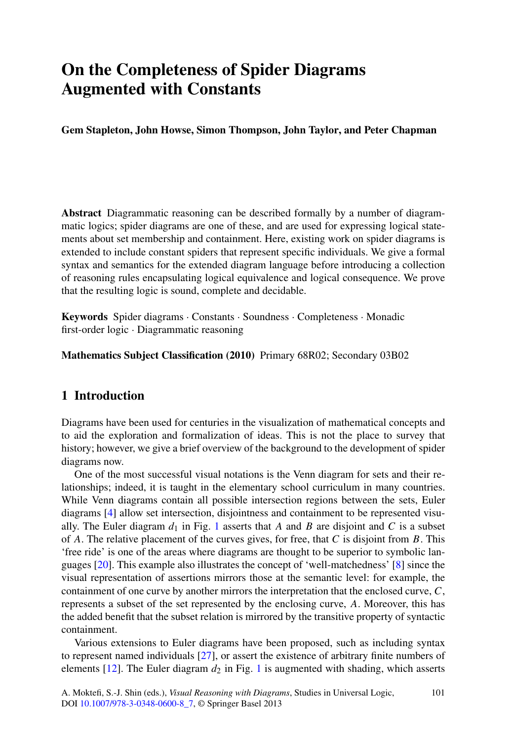# On the Completeness of Spider Diagrams Augmented with Constants

**Gem Stapleton, John Howse, Simon Thompson, John Taylor, and Peter Chapman**

**Abstract** Diagrammatic reasoning can be described formally by a number of diagrammatic logics; spider diagrams are one of these, and are used for expressing logical statements about set membership and containment. Here, existing work on spider diagrams is extended to include constant spiders that represent specific individuals. We give a formal syntax and semantics for the extended diagram language before introducing a collection of reasoning rules encapsulating logical equivalence and logical consequence. We prove that the resulting logic is sound, complete and decidable.

**Keywords** Spider diagrams · Constants · Soundness · Completeness · Monadic first-order logic · Diagrammatic reasoning

**Mathematics Subject Classification (2010)** Primary 68R02; Secondary 03B02

## 1 Introduction

Diagrams have been used for centuries in the visualization of mathematical concepts and to aid the exploration and formalization of ideas. This is not the place to survey that history; however, we give a brief overview of the background to the development of spider diagrams now.

One of the most successful visual notations is the Venn diagram for sets and their relationships; indeed, it is taught in the elementary school curriculum in many countries. While Venn diagrams contain all possible intersection regions between the sets, Euler diagrams [4] allow set intersection, disjointness and containment to be represented visually. The Euler diagram $d_1$ in Fig. 1 asserts that $A$ and $B$ are disjoint and $C$ is a subset of $A$. The relative placement of the curves gives, for free, that $C$ is disjoint from $B$. This 'free ride' is one of the areas where diagrams are thought to be superior to symbolic languages [20]. This example also illustrates the concept of 'well-matchedness' [8] since the visual representation of assertions mirrors those at the semantic level: for example, the containment of one curve by another mirrors the interpretation that the enclosed curve, $C$, represents a subset of the set represented by the enclosing curve, $A$. Moreover, this has the added benefit that the subset relation is mirrored by the transitive property of syntactic containment.

Various extensions to Euler diagrams have been proposed, such as including syntax to represent named individuals [27], or assert the existence of arbitrary finite numbers of elements [12]. The Euler diagram $d_2$ in Fig. 1 is augmented with shading, which asserts

A. Moktefi, S.-J. Shin (eds.), *Visual Reasoning with Diagrams*, Studies in Universal Logic, DOI 10.1007/978-3-0348-0600-8_7, © Springer Basel 2013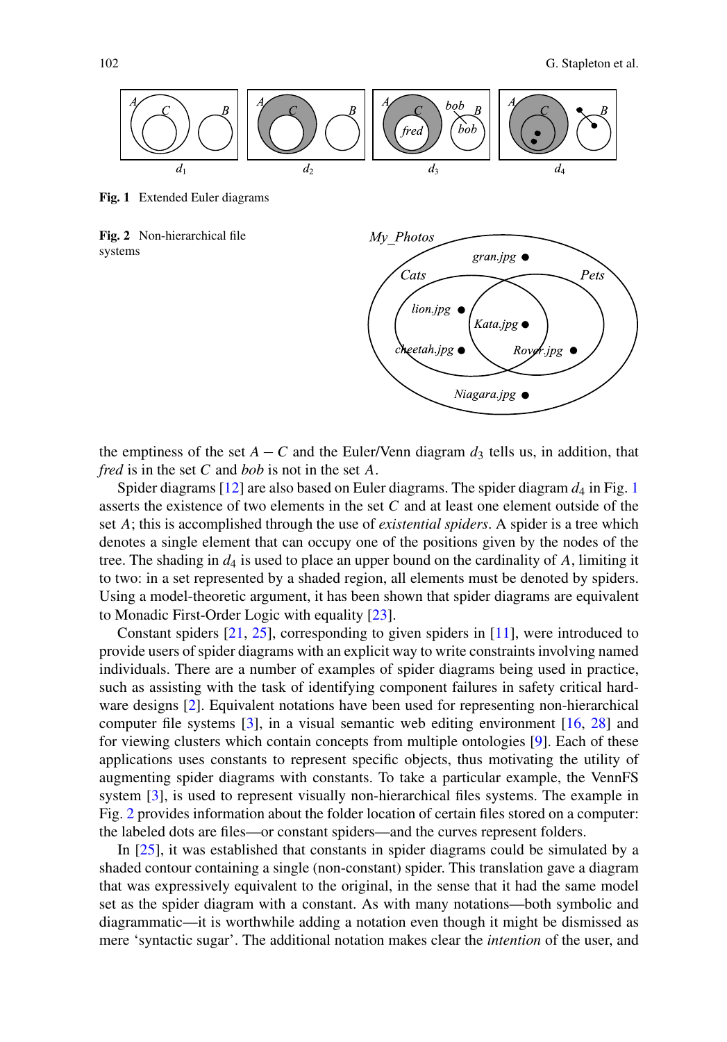Fig. 1 Extended Euler diagrams

Fig. 2 Non-hierarchical file systems

the emptiness of the set $A - C$ and the Euler/Venn diagram $d_3$ tells us, in addition, that *fred* is in the set $C$ and *bob* is not in the set $A$.

Spider diagrams [12] are also based on Euler diagrams. The spider diagram $d_4$ in Fig. 1 asserts the existence of two elements in the set $C$ and at least one element outside of the set $A$; this is accomplished through the use of *existential spiders*. A spider is a tree which denotes a single element that can occupy one of the positions given by the nodes of the tree. The shading in $d_4$ is used to place an upper bound on the cardinality of $A$, limiting it to two: in a set represented by a shaded region, all elements must be denoted by spiders. Using a model-theoretic argument, it has been shown that spider diagrams are equivalent to Monadic First-Order Logic with equality [23].

Constant spiders [21, 25], corresponding to given spiders in [11], were introduced to provide users of spider diagrams with an explicit way to write constraints involving named individuals. There are a number of examples of spider diagrams being used in practice, such as assisting with the task of identifying component failures in safety critical hardware designs [2]. Equivalent notations have been used for representing non-hierarchical computer file systems [3], in a visual semantic web editing environment [16, 28] and for viewing clusters which contain concepts from multiple ontologies [9]. Each of these applications uses constants to represent specific objects, thus motivating the utility of augmenting spider diagrams with constants. To take a particular example, the VennFS system [3], is used to represent visually non-hierarchical files systems. The example in Fig. 2 provides information about the folder location of certain files stored on a computer: the labeled dots are files—or constant spiders—and the curves represent folders.

In [25], it was established that constants in spider diagrams could be simulated by a shaded contour containing a single (non-constant) spider. This translation gave a diagram that was expressively equivalent to the original, in the sense that it had the same model set as the spider diagram with a constant. As with many notations—both symbolic and diagrammatic—it is worthwhile adding a notation even though it might be dismissed as mere 'syntactic sugar'. The additional notation makes clear the *intention* of the user, and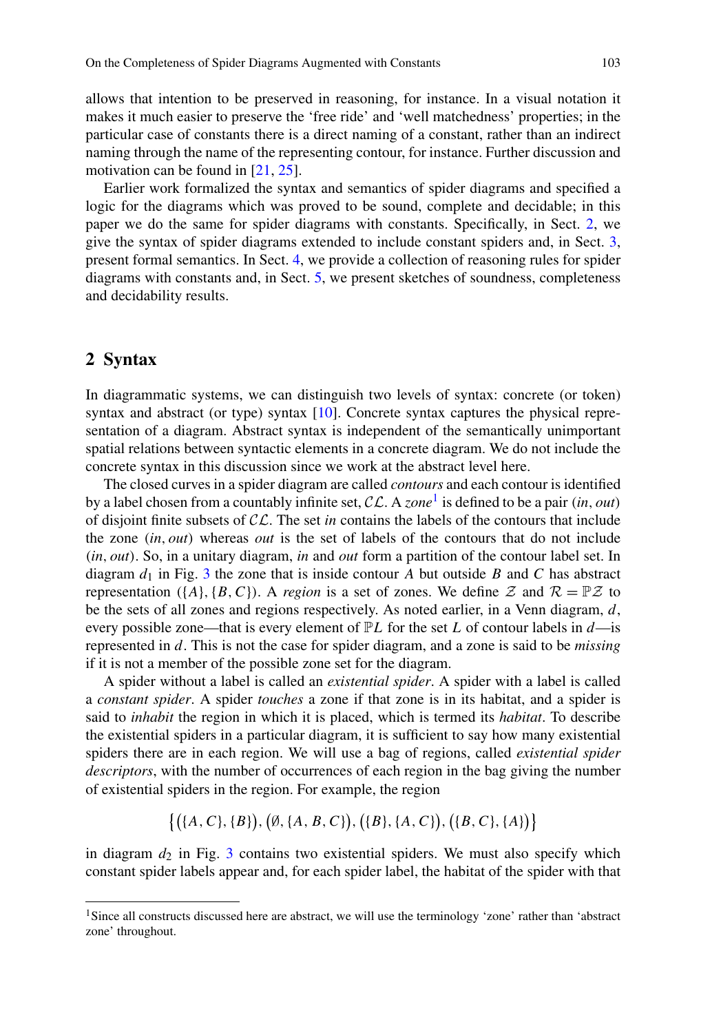allows that intention to be preserved in reasoning, for instance. In a visual notation it makes it much easier to preserve the 'free ride' and 'well matchedness' properties; in the particular case of constants there is a direct naming of a constant, rather than an indirect naming through the name of the representing contour, for instance. Further discussion and motivation can be found in [21, 25].

Earlier work formalized the syntax and semantics of spider diagrams and specified a logic for the diagrams which was proved to be sound, complete and decidable; in this paper we do the same for spider diagrams with constants. Specifically, in Sect. 2, we give the syntax of spider diagrams extended to include constant spiders and, in Sect. 3, present formal semantics. In Sect. 4, we provide a collection of reasoning rules for spider diagrams with constants and, in Sect. 5, we present sketches of soundness, completeness and decidability results.

## 2 Syntax

In diagrammatic systems, we can distinguish two levels of syntax: concrete (or token) syntax and abstract (or type) syntax [10]. Concrete syntax captures the physical representation of a diagram. Abstract syntax is independent of the semantically unimportant spatial relations between syntactic elements in a concrete diagram. We do not include the concrete syntax in this discussion since we work at the abstract level here.

The closed curves in a spider diagram are called *contours* and each contour is identified by a label chosen from a countably infinite set, $\mathcal{CL}$. A *zone*[1] is defined to be a pair $(in, out)$ of disjoint finite subsets of $\mathcal{CL}$. The set *in* contains the labels of the contours that include the zone $(in, out)$ whereas *out* is the set of labels of the contours that do not include $(in, out)$. So, in a unitary diagram, *in* and *out* form a partition of the contour label set. In diagram $d_1$ in Fig. 3 the zone that is inside contour $A$ but outside $B$ and $C$ has abstract representation $(\{A\}, \{B, C\})$. A *region* is a set of zones. We define $\mathcal{Z}$ and $\mathcal{R} = \mathbb{P}\mathcal{Z}$ to be the sets of all zones and regions respectively. As noted earlier, in a Venn diagram, $d$, every possible zone—that is every element of $\mathbb{P}L$ for the set $L$ of contour labels in $d$—is represented in $d$. This is not the case for spider diagram, and a zone is said to be *missing* if it is not a member of the possible zone set for the diagram.

A spider without a label is called an *existential spider*. A spider with a label is called a *constant spider*. A spider *touches* a zone if that zone is in its habitat, and a spider is said to *inhabit* the region in which it is placed, which is termed its *habitat*. To describe the existential spiders in a particular diagram, it is sufficient to say how many existential spiders there are in each region. We will use a bag of regions, called *existential spider descriptors*, with the number of occurrences of each region in the bag giving the number of existential spiders in the region. For example, the region

$$\big\{\big(\{A, C\}, \{B\}\big), \big(\emptyset, \{A, B, C\}\big), \big(\{B\}, \{A, C\}\big), \big(\{B, C\}, \{A\}\big)\big\}$$

in diagram $d_2$ in Fig. 3 contains two existential spiders. We must also specify which constant spider labels appear and, for each spider label, the habitat of the spider with that

[1] Since all constructs discussed here are abstract, we will use the terminology 'zone' rather than 'abstract zone' throughout.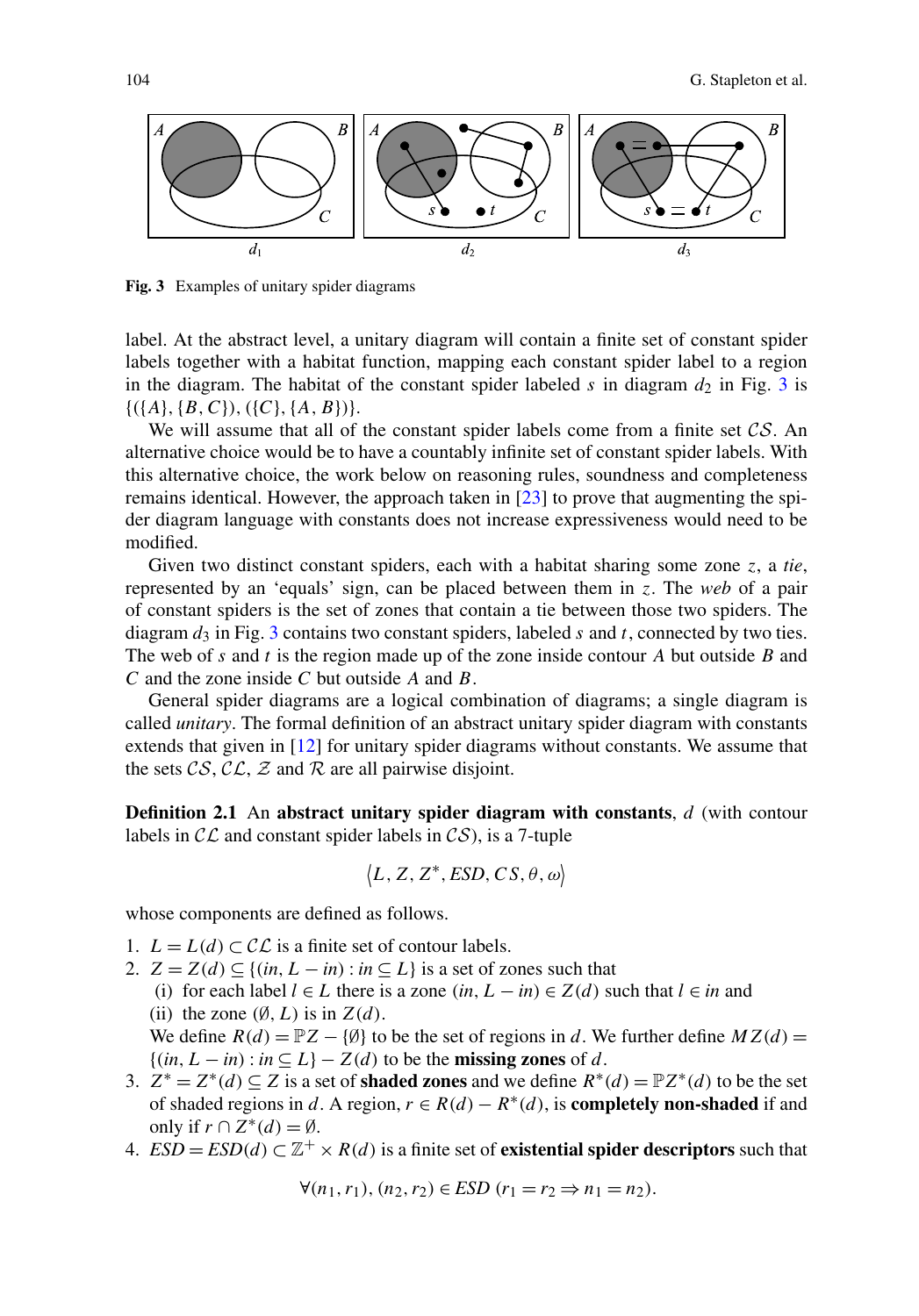A  B  C
$d_1$

A  B  s  t  C
$d_2$

A  B  s  t  C
$d_3$

**Fig. 3** Examples of unitary spider diagrams

label. At the abstract level, a unitary diagram will contain a finite set of constant spider labels together with a habitat function, mapping each constant spider label to a region in the diagram. The habitat of the constant spider labeled $s$ in diagram $d_2$ in Fig. 3 is $\{(\{A\}, \{B, C\}), (\{C\}, \{A, B\})\}$.

We will assume that all of the constant spider labels come from a finite set $\mathcal{CS}$. An alternative choice would be to have a countably infinite set of constant spider labels. With this alternative choice, the work below on reasoning rules, soundness and completeness remains identical. However, the approach taken in [23] to prove that augmenting the spider diagram language with constants does not increase expressiveness would need to be modified.

Given two distinct constant spiders, each with a habitat sharing some zone $z$, a *tie*, represented by an 'equals' sign, can be placed between them in $z$. The *web* of a pair of constant spiders is the set of zones that contain a tie between those two spiders. The diagram $d_3$ in Fig. 3 contains two constant spiders, labeled $s$ and $t$, connected by two ties. The web of $s$ and $t$ is the region made up of the zone inside contour $A$ but outside $B$ and $C$ and the zone inside $C$ but outside $A$ and $B$.

General spider diagrams are a logical combination of diagrams; a single diagram is called *unitary*. The formal definition of an abstract unitary spider diagram with constants extends that given in [12] for unitary spider diagrams without constants. We assume that the sets $\mathcal{CS}$, $\mathcal{CL}$, $\mathcal{Z}$ and $\mathcal{R}$ are all pairwise disjoint.

**Definition 2.1** An **abstract unitary spider diagram with constants**, $d$ (with contour labels in $\mathcal{CL}$ and constant spider labels in $\mathcal{CS}$), is a 7-tuple

$$\langle L, Z, Z^*, ESD, CS, \theta, \omega \rangle$$

whose components are defined as follows.

1. $L = L(d) \subset \mathcal{CL}$ is a finite set of contour labels.
2. $Z = Z(d) \subseteq \{(in, L - in) : in \subseteq L\}$ is a set of zones such that
   (i) for each label $l \in L$ there is a zone $(in, L - in) \in Z(d)$ such that $l \in in$ and
   (ii) the zone $(\emptyset, L)$ is in $Z(d)$.
   We define $R(d) = \mathbb{P}Z - \{\emptyset\}$ to be the set of regions in $d$. We further define $MZ(d) = \{(in, L - in) : in \subseteq L\} - Z(d)$ to be the **missing zones** of $d$.
3. $Z^* = Z^*(d) \subseteq Z$ is a set of **shaded zones** and we define $R^*(d) = \mathbb{P}Z^*(d)$ to be the set of shaded regions in $d$. A region, $r \in R(d) - R^*(d)$, is **completely non-shaded** if and only if $r \cap Z^*(d) = \emptyset$.
4. $ESD = ESD(d) \subset \mathbb{Z}^+ \times R(d)$ is a finite set of **existential spider descriptors** such that

$$\forall (n_1, r_1), (n_2, r_2) \in ESD\ (r_1 = r_2 \Rightarrow n_1 = n_2).$$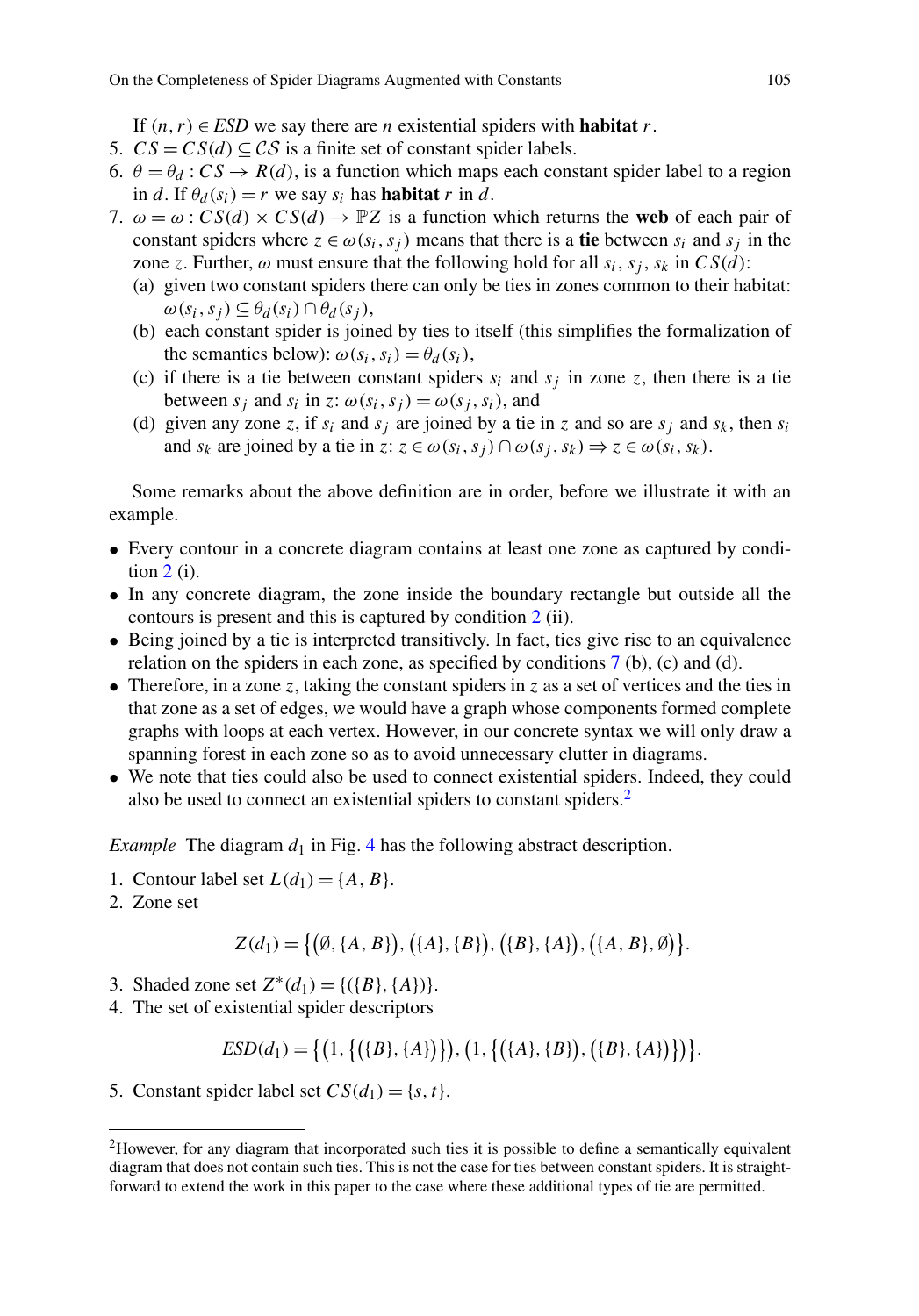If $(n, r) \in ESD$ we say there are $n$ existential spiders with **habitat** $r$.

5. $CS = CS(d) \subseteq \mathcal{CS}$ is a finite set of constant spider labels.
6. $\theta = \theta_d : CS \to R(d)$, is a function which maps each constant spider label to a region in $d$. If $\theta_d(s_i) = r$ we say $s_i$ has **habitat** $r$ in $d$.
7. $\omega = \omega : CS(d) \times CS(d) \to \mathbb{P}Z$ is a function which returns the **web** of each pair of constant spiders where $z \in \omega(s_i, s_j)$ means that there is a **tie** between $s_i$ and $s_j$ in the zone $z$. Further, $\omega$ must ensure that the following hold for all $s_i, s_j, s_k$ in $CS(d)$:
   (a) given two constant spiders there can only be ties in zones common to their habitat: $\omega(s_i, s_j) \subseteq \theta_d(s_i) \cap \theta_d(s_j)$,
   (b) each constant spider is joined by ties to itself (this simplifies the formalization of the semantics below): $\omega(s_i, s_i) = \theta_d(s_i)$,
   (c) if there is a tie between constant spiders $s_i$ and $s_j$ in zone $z$, then there is a tie between $s_j$ and $s_i$ in $z$: $\omega(s_i, s_j) = \omega(s_j, s_i)$, and
   (d) given any zone $z$, if $s_i$ and $s_j$ are joined by a tie in $z$ and so are $s_j$ and $s_k$, then $s_i$ and $s_k$ are joined by a tie in $z$: $z \in \omega(s_i, s_j) \cap \omega(s_j, s_k) \Rightarrow z \in \omega(s_i, s_k)$.

Some remarks about the above definition are in order, before we illustrate it with an example.

- Every contour in a concrete diagram contains at least one zone as captured by condition 2 (i).
- In any concrete diagram, the zone inside the boundary rectangle but outside all the contours is present and this is captured by condition 2 (ii).
- Being joined by a tie is interpreted transitively. In fact, ties give rise to an equivalence relation on the spiders in each zone, as specified by conditions 7 (b), (c) and (d).
- Therefore, in a zone $z$, taking the constant spiders in $z$ as a set of vertices and the ties in that zone as a set of edges, we would have a graph whose components formed complete graphs with loops at each vertex. However, in our concrete syntax we will only draw a spanning forest in each zone so as to avoid unnecessary clutter in diagrams.
- We note that ties could also be used to connect existential spiders. Indeed, they could also be used to connect an existential spiders to constant spiders.[2]

*Example* The diagram $d_1$ in Fig. 4 has the following abstract description.

1. Contour label set $L(d_1) = \{A, B\}$.
2. Zone set

$$Z(d_1) = \{(\emptyset, \{A, B\}), (\{A\}, \{B\}), (\{B\}, \{A\}), (\{A, B\}, \emptyset)\}.$$

3. Shaded zone set $Z^*(d_1) = \{(\{B\}, \{A\})\}$.
4. The set of existential spider descriptors

$$ESD(d_1) = \{(1, \{(\{B\}, \{A\})\}), (1, \{(\{A\}, \{B\}), (\{B\}, \{A\})\})\}.$$

5. Constant spider label set $CS(d_1) = \{s, t\}$.

---

[2]However, for any diagram that incorporated such ties it is possible to define a semantically equivalent diagram that does not contain such ties. This is not the case for ties between constant spiders. It is straightforward to extend the work in this paper to the case where these additional types of tie are permitted.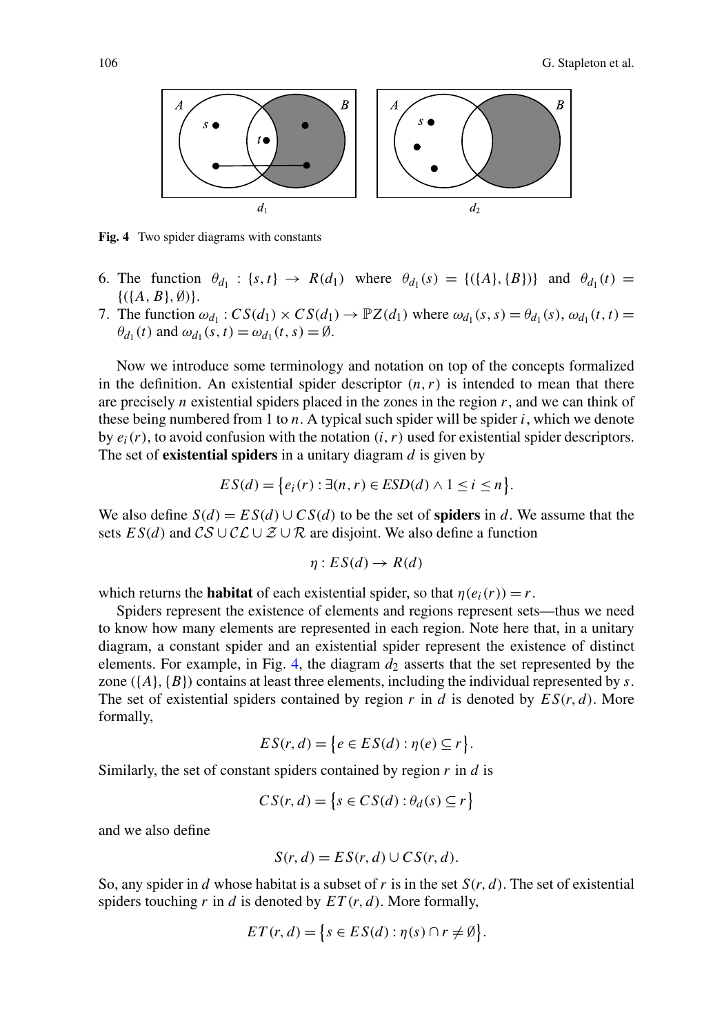A B s t d1 A B s d2

**Fig. 4** Two spider diagrams with constants

6. The function $\theta_{d_1} : \{s, t\} \rightarrow R(d_1)$ where $\theta_{d_1}(s) = \{(\{A\}, \{B\})\}$ and $\theta_{d_1}(t) = \{(\{A, B\}, \emptyset)\}$.
7. The function $\omega_{d_1} : CS(d_1) \times CS(d_1) \rightarrow \mathbb{P}Z(d_1)$ where $\omega_{d_1}(s, s) = \theta_{d_1}(s)$, $\omega_{d_1}(t, t) = \theta_{d_1}(t)$ and $\omega_{d_1}(s, t) = \omega_{d_1}(t, s) = \emptyset$.

Now we introduce some terminology and notation on top of the concepts formalized in the definition. An existential spider descriptor $(n, r)$ is intended to mean that there are precisely $n$ existential spiders placed in the zones in the region $r$, and we can think of these being numbered from 1 to $n$. A typical such spider will be spider $i$, which we denote by $e_i(r)$, to avoid confusion with the notation $(i, r)$ used for existential spider descriptors. The set of **existential spiders** in a unitary diagram $d$ is given by

$$ES(d) = \{e_i(r) : \exists (n, r) \in ESD(d) \wedge 1 \leq i \leq n\}.$$

We also define $S(d) = ES(d) \cup CS(d)$ to be the set of **spiders** in $d$. We assume that the sets $ES(d)$ and $\mathcal{CS} \cup \mathcal{CL} \cup \mathcal{Z} \cup \mathcal{R}$ are disjoint. We also define a function

$$\eta : ES(d) \rightarrow R(d)$$

which returns the **habitat** of each existential spider, so that $\eta(e_i(r)) = r$.

Spiders represent the existence of elements and regions represent sets—thus we need to know how many elements are represented in each region. Note here that, in a unitary diagram, a constant spider and an existential spider represent the existence of distinct elements. For example, in Fig. 4, the diagram $d_2$ asserts that the set represented by the zone $(\{A\}, \{B\})$ contains at least three elements, including the individual represented by $s$. The set of existential spiders contained by region $r$ in $d$ is denoted by $ES(r, d)$. More formally,

$$ES(r, d) = \{e \in ES(d) : \eta(e) \subseteq r\}.$$

Similarly, the set of constant spiders contained by region $r$ in $d$ is

$$CS(r, d) = \{s \in CS(d) : \theta_d(s) \subseteq r\}$$

and we also define

$$S(r, d) = ES(r, d) \cup CS(r, d).$$

So, any spider in $d$ whose habitat is a subset of $r$ is in the set $S(r, d)$. The set of existential spiders touching $r$ in $d$ is denoted by $ET(r, d)$. More formally,

$$ET(r, d) = \{s \in ES(d) : \eta(s) \cap r \neq \emptyset\}.$$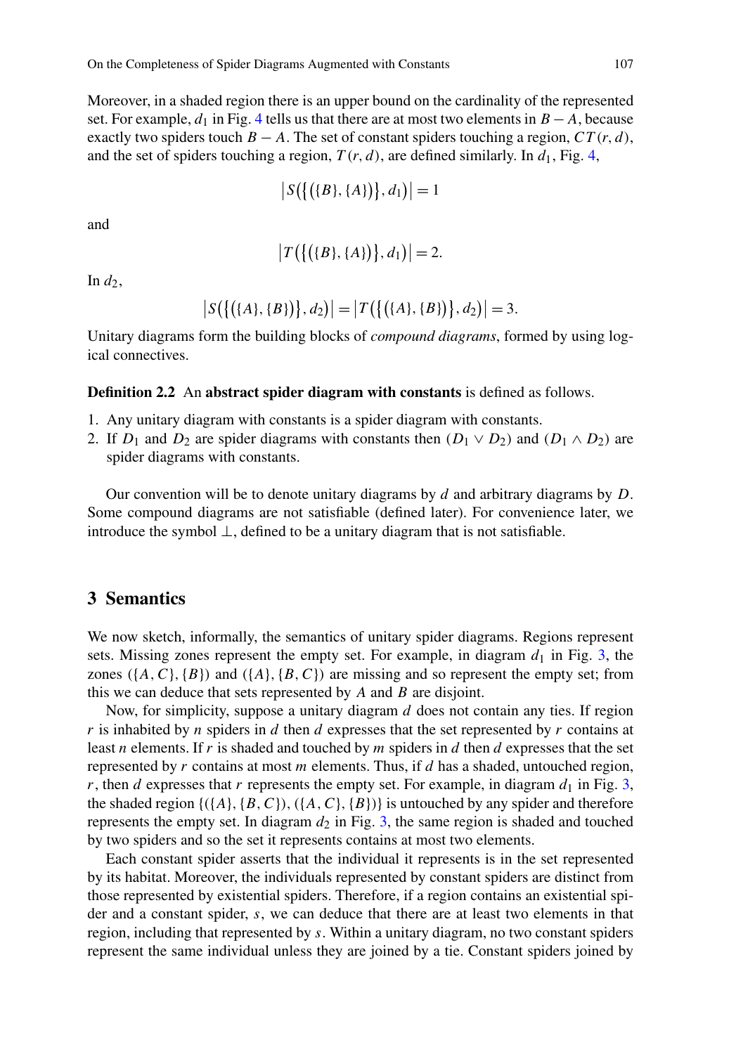Moreover, in a shaded region there is an upper bound on the cardinality of the represented set. For example, $d_1$ in Fig. 4 tells us that there are at most two elements in $B - A$, because exactly two spiders touch $B - A$. The set of constant spiders touching a region, $CT(r, d)$, and the set of spiders touching a region, $T(r, d)$, are defined similarly. In $d_1$, Fig. 4,

$$\left|S\big(\big\{\big(\{B\}, \{A\}\big)\big\}, d_1\big)\right| = 1$$

and

$$\left|T\big(\big\{\big(\{B\}, \{A\}\big)\big\}, d_1\big)\right| = 2.$$

In $d_2$,

$$\left|S\big(\big\{\big(\{A\}, \{B\}\big)\big\}, d_2\big)\right| = \left|T\big(\big\{\big(\{A\}, \{B\}\big)\big\}, d_2\big)\right| = 3.$$

Unitary diagrams form the building blocks of *compound diagrams*, formed by using logical connectives.

**Definition 2.2** An **abstract spider diagram with constants** is defined as follows.

1. Any unitary diagram with constants is a spider diagram with constants.
2. If $D_1$ and $D_2$ are spider diagrams with constants then $(D_1 \vee D_2)$ and $(D_1 \wedge D_2)$ are spider diagrams with constants.

Our convention will be to denote unitary diagrams by $d$ and arbitrary diagrams by $D$. Some compound diagrams are not satisfiable (defined later). For convenience later, we introduce the symbol $\perp$, defined to be a unitary diagram that is not satisfiable.

## 3 Semantics

We now sketch, informally, the semantics of unitary spider diagrams. Regions represent sets. Missing zones represent the empty set. For example, in diagram $d_1$ in Fig. 3, the zones $(\{A, C\}, \{B\})$ and $(\{A\}, \{B, C\})$ are missing and so represent the empty set; from this we can deduce that sets represented by $A$ and $B$ are disjoint.

Now, for simplicity, suppose a unitary diagram $d$ does not contain any ties. If region $r$ is inhabited by $n$ spiders in $d$ then $d$ expresses that the set represented by $r$ contains at least $n$ elements. If $r$ is shaded and touched by $m$ spiders in $d$ then $d$ expresses that the set represented by $r$ contains at most $m$ elements. Thus, if $d$ has a shaded, untouched region, $r$, then $d$ expresses that $r$ represents the empty set. For example, in diagram $d_1$ in Fig. 3, the shaded region $\{(\{A\}, \{B, C\}), (\{A, C\}, \{B\})\}$ is untouched by any spider and therefore represents the empty set. In diagram $d_2$ in Fig. 3, the same region is shaded and touched by two spiders and so the set it represents contains at most two elements.

Each constant spider asserts that the individual it represents is in the set represented by its habitat. Moreover, the individuals represented by constant spiders are distinct from those represented by existential spiders. Therefore, if a region contains an existential spider and a constant spider, $s$, we can deduce that there are at least two elements in that region, including that represented by $s$. Within a unitary diagram, no two constant spiders represent the same individual unless they are joined by a tie. Constant spiders joined by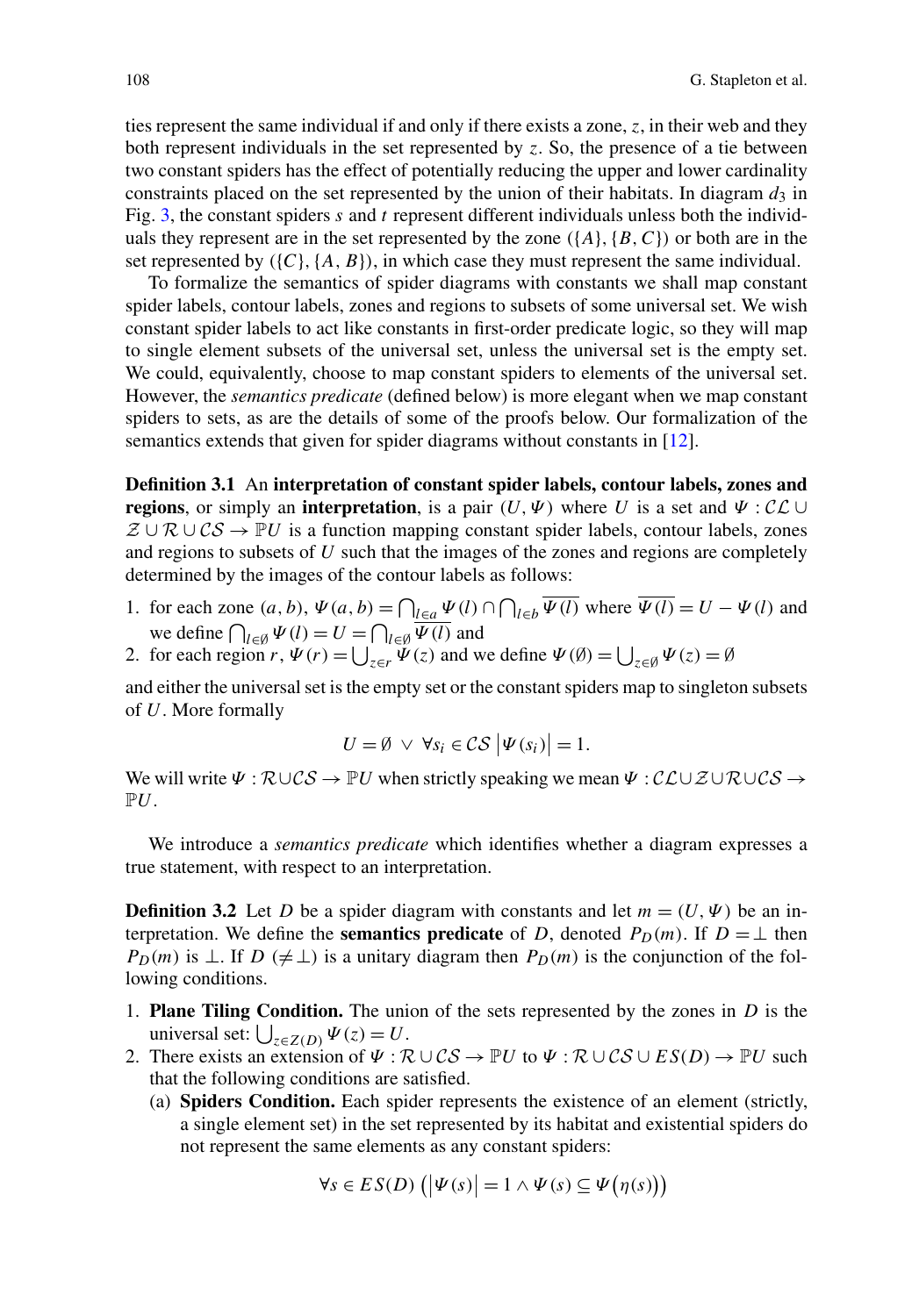ties represent the same individual if and only if there exists a zone, $z$, in their web and they both represent individuals in the set represented by $z$. So, the presence of a tie between two constant spiders has the effect of potentially reducing the upper and lower cardinality constraints placed on the set represented by the union of their habitats. In diagram $d_3$ in Fig. 3, the constant spiders $s$ and $t$ represent different individuals unless both the individuals they represent are in the set represented by the zone $(\{A\}, \{B, C\})$ or both are in the set represented by $(\{C\}, \{A, B\})$, in which case they must represent the same individual.

To formalize the semantics of spider diagrams with constants we shall map constant spider labels, contour labels, zones and regions to subsets of some universal set. We wish constant spider labels to act like constants in first-order predicate logic, so they will map to single element subsets of the universal set, unless the universal set is the empty set. We could, equivalently, choose to map constant spiders to elements of the universal set. However, the *semantics predicate* (defined below) is more elegant when we map constant spiders to sets, as are the details of some of the proofs below. Our formalization of the semantics extends that given for spider diagrams without constants in [12].

**Definition 3.1** An **interpretation of constant spider labels, contour labels, zones and regions**, or simply an **interpretation**, is a pair $(U, \Psi)$ where $U$ is a set and $\Psi : \mathcal{CL} \cup \mathcal{Z} \cup \mathcal{R} \cup \mathcal{CS} \rightarrow \mathbb{P}U$ is a function mapping constant spider labels, contour labels, zones and regions to subsets of $U$ such that the images of the zones and regions are completely determined by the images of the contour labels as follows:

1. for each zone $(a, b)$, $\Psi(a, b) = \bigcap_{l \in a} \Psi(l) \cap \bigcap_{l \in b} \overline{\Psi(l)}$ where $\overline{\Psi(l)} = U - \Psi(l)$ and we define $\bigcap_{l \in \emptyset} \Psi(l) = U = \bigcap_{l \in \emptyset} \overline{\Psi(l)}$ and
2. for each region $r$, $\Psi(r) = \bigcup_{z \in r} \Psi(z)$ and we define $\Psi(\emptyset) = \bigcup_{z \in \emptyset} \Psi(z) = \emptyset$

and either the universal set is the empty set or the constant spiders map to singleton subsets of $U$. More formally

$$U = \emptyset \ \vee \ \forall s_i \in \mathcal{CS} \ |\Psi(s_i)| = 1.$$

We will write $\Psi : \mathcal{R} \cup \mathcal{CS} \rightarrow \mathbb{P}U$ when strictly speaking we mean $\Psi : \mathcal{CL} \cup \mathcal{Z} \cup \mathcal{R} \cup \mathcal{CS} \rightarrow \mathbb{P}U$.

We introduce a *semantics predicate* which identifies whether a diagram expresses a true statement, with respect to an interpretation.

**Definition 3.2** Let $D$ be a spider diagram with constants and let $m = (U, \Psi)$ be an interpretation. We define the **semantics predicate** of $D$, denoted $P_D(m)$. If $D = \bot$ then $P_D(m)$ is $\bot$. If $D$ $(\neq \bot)$ is a unitary diagram then $P_D(m)$ is the conjunction of the following conditions.

1. **Plane Tiling Condition.** The union of the sets represented by the zones in $D$ is the universal set: $\bigcup_{z \in Z(D)} \Psi(z) = U$.
2. There exists an extension of $\Psi : \mathcal{R} \cup \mathcal{CS} \rightarrow \mathbb{P}U$ to $\Psi : \mathcal{R} \cup \mathcal{CS} \cup ES(D) \rightarrow \mathbb{P}U$ such that the following conditions are satisfied.
   (a) **Spiders Condition.** Each spider represents the existence of an element (strictly, a single element set) in the set represented by its habitat and existential spiders do not represent the same elements as any constant spiders:

$$\forall s \in ES(D) \left(|\Psi(s)| = 1 \wedge \Psi(s) \subseteq \Psi(\eta(s))\right)$$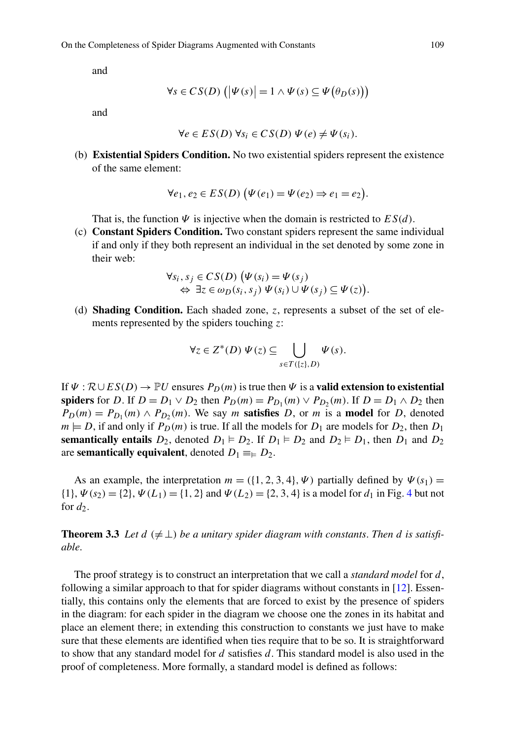and

$$\forall s \in CS(D) \left(\left|\Psi(s)\right| = 1 \wedge \Psi(s) \subseteq \Psi\left(\theta_D(s)\right)\right)$$

and

$$\forall e \in ES(D)\ \forall s_i \in CS(D)\ \Psi(e) \neq \Psi(s_i).$$

(b) **Existential Spiders Condition.** No two existential spiders represent the existence of the same element:

$$\forall e_1, e_2 \in ES(D) \left(\Psi(e_1) = \Psi(e_2) \Rightarrow e_1 = e_2\right).$$

That is, the function $\Psi$ is injective when the domain is restricted to $ES(d)$.

(c) **Constant Spiders Condition.** Two constant spiders represent the same individual if and only if they both represent an individual in the set denoted by some zone in their web:

$$\forall s_i, s_j \in CS(D) \left(\Psi(s_i) = \Psi(s_j) \Leftrightarrow \exists z \in \omega_D(s_i, s_j)\ \Psi(s_i) \cup \Psi(s_j) \subseteq \Psi(z)\right).$$

(d) **Shading Condition.** Each shaded zone, $z$, represents a subset of the set of elements represented by the spiders touching $z$:

$$\forall z \in Z^*(D)\ \Psi(z) \subseteq \bigcup_{s \in T(\{z\}, D)} \Psi(s).$$

If $\Psi : \mathcal{R} \cup ES(D) \to \mathbb{P}U$ ensures $P_D(m)$ is true then $\Psi$ is a **valid extension to existential spiders** for $D$. If $D = D_1 \vee D_2$ then $P_D(m) = P_{D_1}(m) \vee P_{D_2}(m)$. If $D = D_1 \wedge D_2$ then $P_D(m) = P_{D_1}(m) \wedge P_{D_2}(m)$. We say $m$ **satisfies** $D$, or $m$ is a **model** for $D$, denoted $m \models D$, if and only if $P_D(m)$ is true. If all the models for $D_1$ are models for $D_2$, then $D_1$ **semantically entails** $D_2$, denoted $D_1 \vDash D_2$. If $D_1 \vDash D_2$ and $D_2 \vDash D_1$, then $D_1$ and $D_2$ are **semantically equivalent**, denoted $D_1 \equiv_{\vDash} D_2$.

As an example, the interpretation $m = (\{1, 2, 3, 4\}, \Psi)$ partially defined by $\Psi(s_1) = \{1\}$, $\Psi(s_2) = \{2\}$, $\Psi(L_1) = \{1, 2\}$ and $\Psi(L_2) = \{2, 3, 4\}$ is a model for $d_1$ in Fig. 4 but not for $d_2$.

**Theorem 3.3** *Let $d$ $(\neq \perp)$ be a unitary spider diagram with constants. Then $d$ is satisfiable.*

The proof strategy is to construct an interpretation that we call a *standard model* for $d$, following a similar approach to that for spider diagrams without constants in [12]. Essentially, this contains only the elements that are forced to exist by the presence of spiders in the diagram: for each spider in the diagram we choose one the zones in its habitat and place an element there; in extending this construction to constants we just have to make sure that these elements are identified when ties require that to be so. It is straightforward to show that any standard model for $d$ satisfies $d$. This standard model is also used in the proof of completeness. More formally, a standard model is defined as follows: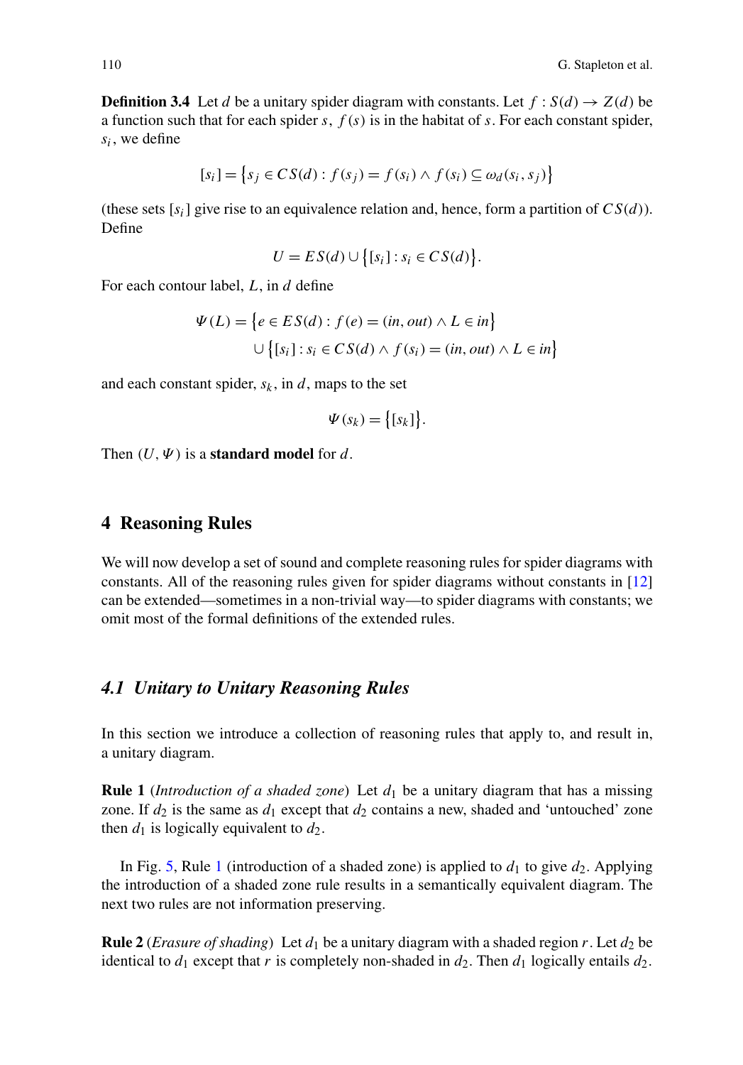**Definition 3.4** Let $d$ be a unitary spider diagram with constants. Let $f : S(d) \rightarrow Z(d)$ be a function such that for each spider $s$, $f(s)$ is in the habitat of $s$. For each constant spider, $s_i$, we define

$$[s_i] = \{s_j \in CS(d) : f(s_j) = f(s_i) \wedge f(s_i) \subseteq \omega_d(s_i, s_j)\}$$

(these sets $[s_i]$ give rise to an equivalence relation and, hence, form a partition of $CS(d)$). Define

$$U = ES(d) \cup \{[s_i] : s_i \in CS(d)\}.$$

For each contour label, $L$, in $d$ define

$$\begin{aligned}\Psi(L) = &\{e \in ES(d) : f(e) = (in, out) \wedge L \in in\} \\ &\cup \{[s_i] : s_i \in CS(d) \wedge f(s_i) = (in, out) \wedge L \in in\}\end{aligned}$$

and each constant spider, $s_k$, in $d$, maps to the set

$$\Psi(s_k) = \{[s_k]\}.$$

Then $(U, \Psi)$ is a **standard model** for $d$.

## 4 Reasoning Rules

We will now develop a set of sound and complete reasoning rules for spider diagrams with constants. All of the reasoning rules given for spider diagrams without constants in [12] can be extended—sometimes in a non-trivial way—to spider diagrams with constants; we omit most of the formal definitions of the extended rules.

### *4.1 Unitary to Unitary Reasoning Rules*

In this section we introduce a collection of reasoning rules that apply to, and result in, a unitary diagram.

**Rule 1** (*Introduction of a shaded zone*) Let $d_1$ be a unitary diagram that has a missing zone. If $d_2$ is the same as $d_1$ except that $d_2$ contains a new, shaded and 'untouched' zone then $d_1$ is logically equivalent to $d_2$.

In Fig. 5, Rule 1 (introduction of a shaded zone) is applied to $d_1$ to give $d_2$. Applying the introduction of a shaded zone rule results in a semantically equivalent diagram. The next two rules are not information preserving.

**Rule 2** (*Erasure of shading*) Let $d_1$ be a unitary diagram with a shaded region $r$. Let $d_2$ be identical to $d_1$ except that $r$ is completely non-shaded in $d_2$. Then $d_1$ logically entails $d_2$.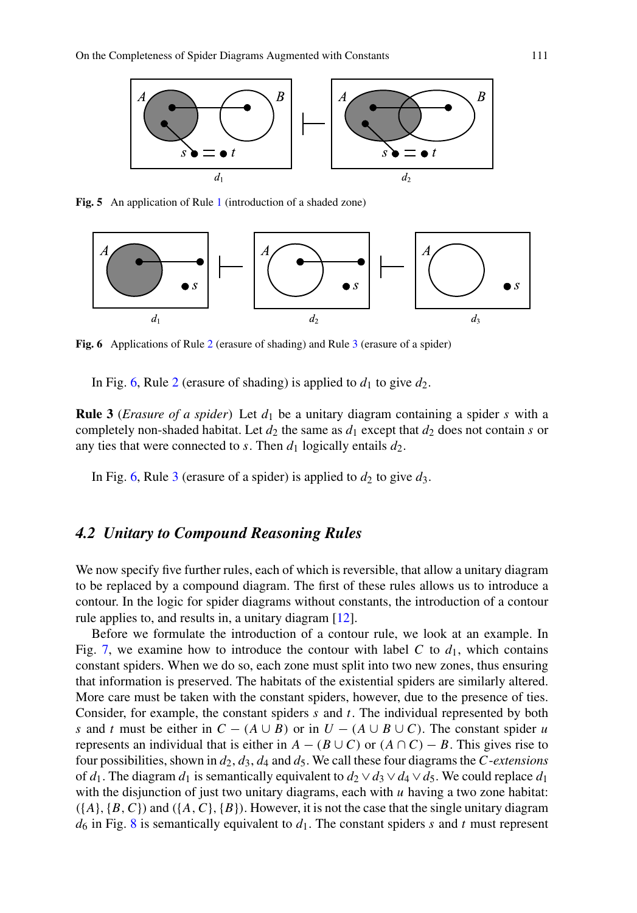Fig. 5 An application of Rule 1 (introduction of a shaded zone)

Fig. 6 Applications of Rule 2 (erasure of shading) and Rule 3 (erasure of a spider)

In Fig. 6, Rule 2 (erasure of shading) is applied to $d_1$ to give $d_2$.

**Rule 3** (*Erasure of a spider*) Let $d_1$ be a unitary diagram containing a spider $s$ with a completely non-shaded habitat. Let $d_2$ the same as $d_1$ except that $d_2$ does not contain $s$ or any ties that were connected to $s$. Then $d_1$ logically entails $d_2$.

In Fig. 6, Rule 3 (erasure of a spider) is applied to $d_2$ to give $d_3$.

## 4.2 Unitary to Compound Reasoning Rules

We now specify five further rules, each of which is reversible, that allow a unitary diagram to be replaced by a compound diagram. The first of these rules allows us to introduce a contour. In the logic for spider diagrams without constants, the introduction of a contour rule applies to, and results in, a unitary diagram [12].

Before we formulate the introduction of a contour rule, we look at an example. In Fig. 7, we examine how to introduce the contour with label $C$ to $d_1$, which contains constant spiders. When we do so, each zone must split into two new zones, thus ensuring that information is preserved. The habitats of the existential spiders are similarly altered. More care must be taken with the constant spiders, however, due to the presence of ties. Consider, for example, the constant spiders $s$ and $t$. The individual represented by both $s$ and $t$ must be either in $C - (A \cup B)$ or in $U - (A \cup B \cup C)$. The constant spider $u$ represents an individual that is either in $A - (B \cup C)$ or $(A \cap C) - B$. This gives rise to four possibilities, shown in $d_2$, $d_3$, $d_4$ and $d_5$. We call these four diagrams the *$C$-extensions* of $d_1$. The diagram $d_1$ is semantically equivalent to $d_2 \vee d_3 \vee d_4 \vee d_5$. We could replace $d_1$ with the disjunction of just two unitary diagrams, each with $u$ having a two zone habitat: $(\{A\}, \{B, C\})$ and $(\{A, C\}, \{B\})$. However, it is not the case that the single unitary diagram $d_6$ in Fig. 8 is semantically equivalent to $d_1$. The constant spiders $s$ and $t$ must represent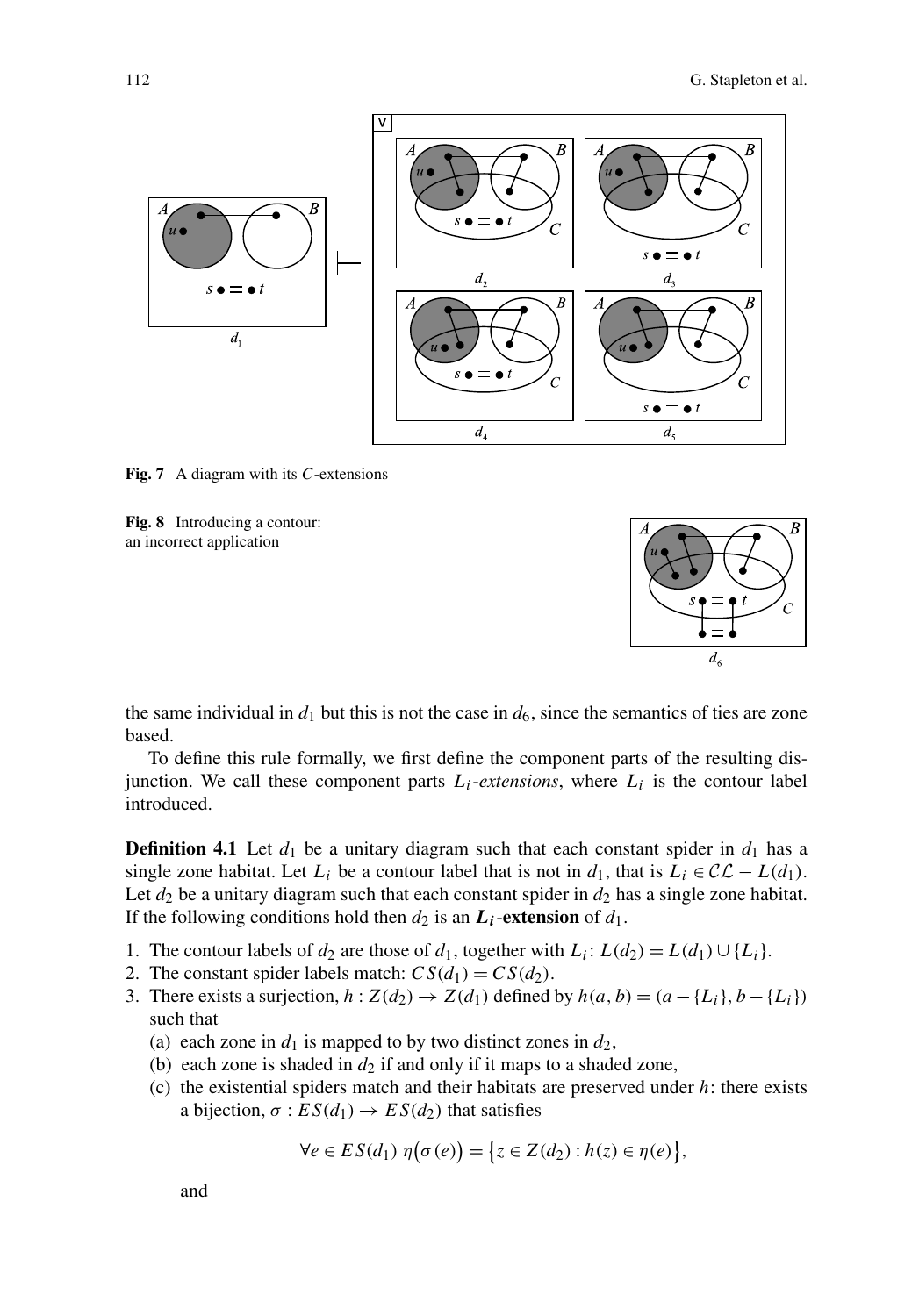**Fig. 7** A diagram with its $C$-extensions

**Fig. 8** Introducing a contour: an incorrect application

the same individual in $d_1$ but this is not the case in $d_6$, since the semantics of ties are zone based.

To define this rule formally, we first define the component parts of the resulting disjunction. We call these component parts $L_i$-*extensions*, where $L_i$ is the contour label introduced.

**Definition 4.1** Let $d_1$ be a unitary diagram such that each constant spider in $d_1$ has a single zone habitat. Let $L_i$ be a contour label that is not in $d_1$, that is $L_i \in \mathcal{CL} - L(d_1)$. Let $d_2$ be a unitary diagram such that each constant spider in $d_2$ has a single zone habitat. If the following conditions hold then $d_2$ is an $\boldsymbol{L_i}$**-extension** of $d_1$.

1. The contour labels of $d_2$ are those of $d_1$, together with $L_i$: $L(d_2) = L(d_1) \cup \{L_i\}$.
2. The constant spider labels match: $CS(d_1) = CS(d_2)$.
3. There exists a surjection, $h : Z(d_2) \to Z(d_1)$ defined by $h(a, b) = (a - \{L_i\}, b - \{L_i\})$ such that
   (a) each zone in $d_1$ is mapped to by two distinct zones in $d_2$,
   (b) each zone is shaded in $d_2$ if and only if it maps to a shaded zone,
   (c) the existential spiders match and their habitats are preserved under $h$: there exists a bijection, $\sigma : ES(d_1) \to ES(d_2)$ that satisfies

$$\forall e \in ES(d_1)\ \eta\big(\sigma(e)\big) = \big\{z \in Z(d_2) : h(z) \in \eta(e)\big\},$$

   and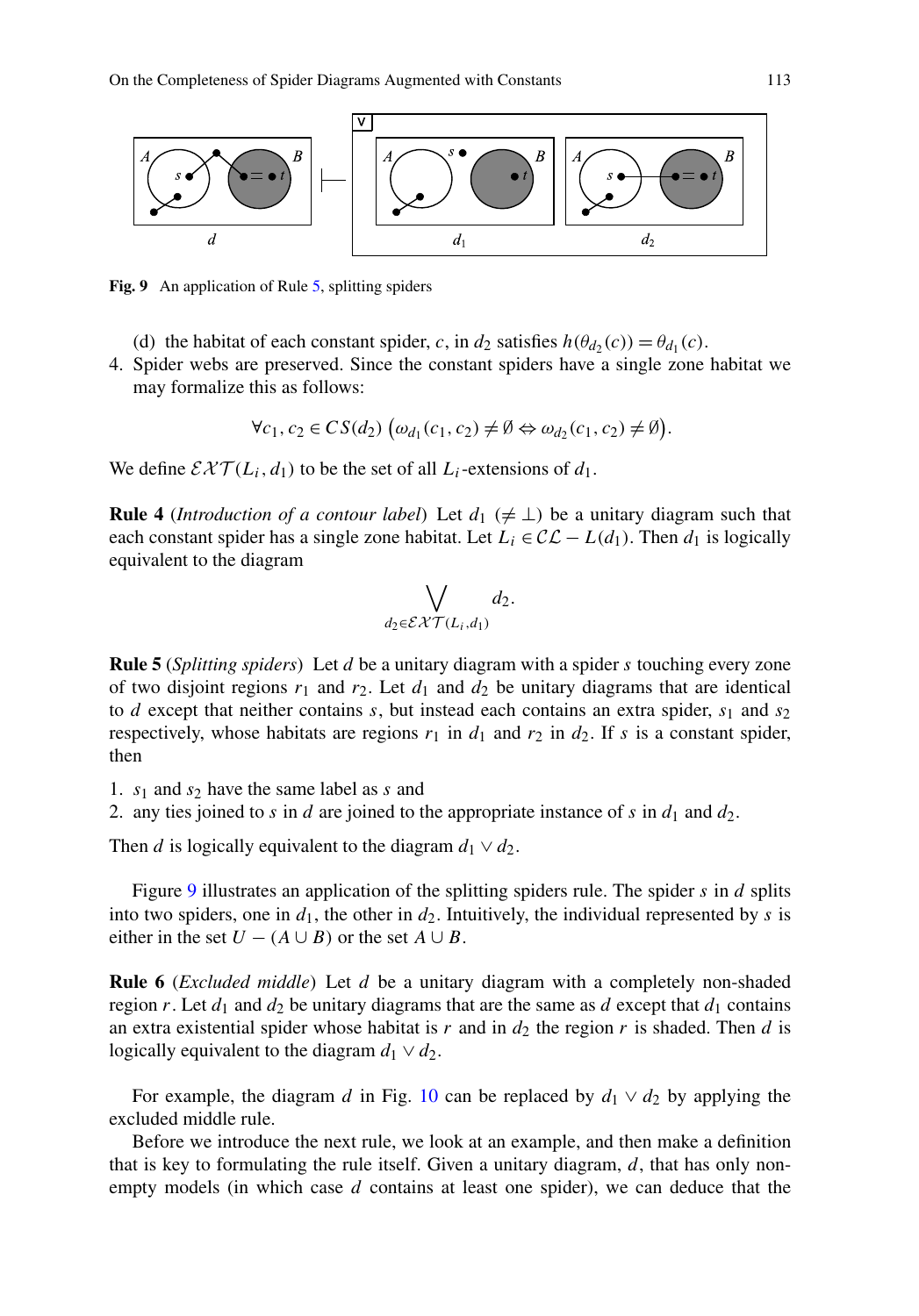Fig. 9 An application of Rule 5, splitting spiders

(d) the habitat of each constant spider, $c$, in $d_2$ satisfies $h(\theta_{d_2}(c)) = \theta_{d_1}(c)$.

4. Spider webs are preserved. Since the constant spiders have a single zone habitat we may formalize this as follows:

$$\forall c_1, c_2 \in CS(d_2) \left(\omega_{d_1}(c_1, c_2) \neq \emptyset \Leftrightarrow \omega_{d_2}(c_1, c_2) \neq \emptyset\right).$$

We define $\mathcal{EXT}(L_i, d_1)$ to be the set of all $L_i$-extensions of $d_1$.

**Rule 4** (*Introduction of a contour label*) Let $d_1$ ($\neq \bot$) be a unitary diagram such that each constant spider has a single zone habitat. Let $L_i \in \mathcal{CL} - L(d_1)$. Then $d_1$ is logically equivalent to the diagram

$$\bigvee_{d_2 \in \mathcal{EXT}(L_i, d_1)} d_2.$$

**Rule 5** (*Splitting spiders*) Let $d$ be a unitary diagram with a spider $s$ touching every zone of two disjoint regions $r_1$ and $r_2$. Let $d_1$ and $d_2$ be unitary diagrams that are identical to $d$ except that neither contains $s$, but instead each contains an extra spider, $s_1$ and $s_2$ respectively, whose habitats are regions $r_1$ in $d_1$ and $r_2$ in $d_2$. If $s$ is a constant spider, then

1. $s_1$ and $s_2$ have the same label as $s$ and
2. any ties joined to $s$ in $d$ are joined to the appropriate instance of $s$ in $d_1$ and $d_2$.

Then $d$ is logically equivalent to the diagram $d_1 \vee d_2$.

Figure 9 illustrates an application of the splitting spiders rule. The spider $s$ in $d$ splits into two spiders, one in $d_1$, the other in $d_2$. Intuitively, the individual represented by $s$ is either in the set $U - (A \cup B)$ or the set $A \cup B$.

**Rule 6** (*Excluded middle*) Let $d$ be a unitary diagram with a completely non-shaded region $r$. Let $d_1$ and $d_2$ be unitary diagrams that are the same as $d$ except that $d_1$ contains an extra existential spider whose habitat is $r$ and in $d_2$ the region $r$ is shaded. Then $d$ is logically equivalent to the diagram $d_1 \vee d_2$.

For example, the diagram $d$ in Fig. 10 can be replaced by $d_1 \vee d_2$ by applying the excluded middle rule.

Before we introduce the next rule, we look at an example, and then make a definition that is key to formulating the rule itself. Given a unitary diagram, $d$, that has only non-empty models (in which case $d$ contains at least one spider), we can deduce that the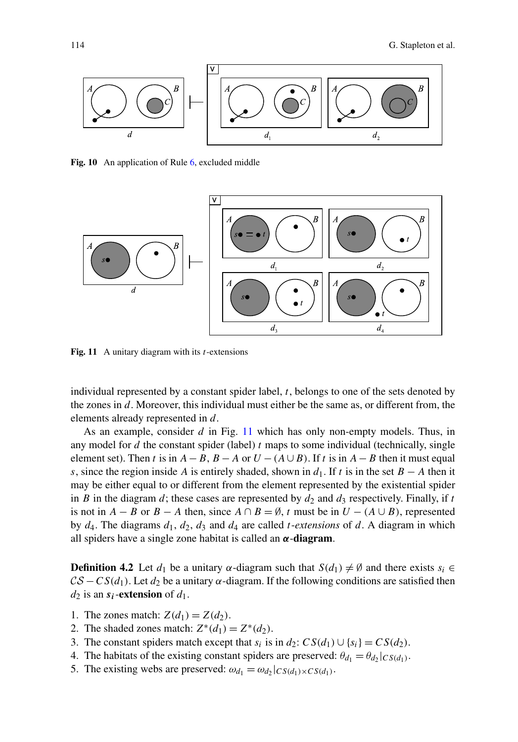Fig. 10 An application of Rule 6, excluded middle

Fig. 11 A unitary diagram with its $t$-extensions

individual represented by a constant spider label, $t$, belongs to one of the sets denoted by the zones in $d$. Moreover, this individual must either be the same as, or different from, the elements already represented in $d$.

As an example, consider $d$ in Fig. 11 which has only non-empty models. Thus, in any model for $d$ the constant spider (label) $t$ maps to some individual (technically, single element set). Then $t$ is in $A - B$, $B - A$ or $U - (A \cup B)$. If $t$ is in $A - B$ then it must equal $s$, since the region inside $A$ is entirely shaded, shown in $d_1$. If $t$ is in the set $B - A$ then it may be either equal to or different from the element represented by the existential spider in $B$ in the diagram $d$; these cases are represented by $d_2$ and $d_3$ respectively. Finally, if $t$ is not in $A - B$ or $B - A$ then, since $A \cap B = \emptyset$, $t$ must be in $U - (A \cup B)$, represented by $d_4$. The diagrams $d_1$, $d_2$, $d_3$ and $d_4$ are called *$t$-extensions* of $d$. A diagram in which all spiders have a single zone habitat is called an **$\alpha$-diagram**.

**Definition 4.2** Let $d_1$ be a unitary $\alpha$-diagram such that $S(d_1) \neq \emptyset$ and there exists $s_i \in \mathcal{CS} - CS(d_1)$. Let $d_2$ be a unitary $\alpha$-diagram. If the following conditions are satisfied then $d_2$ is an **$s_i$-extension** of $d_1$.

1. The zones match: $Z(d_1) = Z(d_2)$.
2. The shaded zones match: $Z^*(d_1) = Z^*(d_2)$.
3. The constant spiders match except that $s_i$ is in $d_2$: $CS(d_1) \cup \{s_i\} = CS(d_2)$.
4. The habitats of the existing constant spiders are preserved: $\theta_{d_1} = \theta_{d_2}|_{CS(d_1)}$.
5. The existing webs are preserved: $\omega_{d_1} = \omega_{d_2}|_{CS(d_1) \times CS(d_1)}$.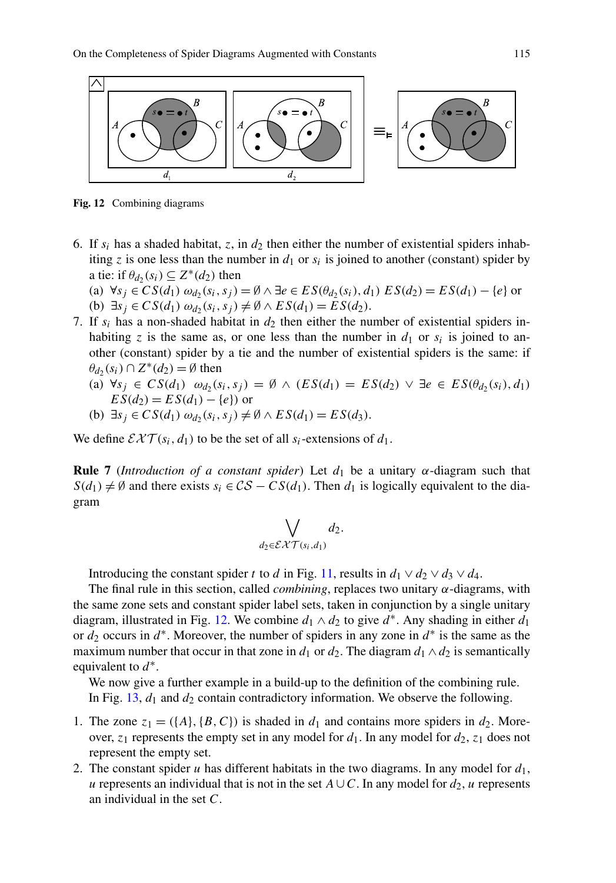Fig. 12 Combining diagrams

6. If $s_i$ has a shaded habitat, $z$, in $d_2$ then either the number of existential spiders inhabiting $z$ is one less than the number in $d_1$ or $s_i$ is joined to another (constant) spider by a tie: if $\theta_{d_2}(s_i) \subseteq Z^*(d_2)$ then
   (a) $\forall s_j \in CS(d_1)\ \omega_{d_2}(s_i, s_j) = \emptyset \wedge \exists e \in ES(\theta_{d_2}(s_i), d_1)\ ES(d_2) = ES(d_1) - \{e\}$ or
   (b) $\exists s_j \in CS(d_1)\ \omega_{d_2}(s_i, s_j) \neq \emptyset \wedge ES(d_1) = ES(d_2)$.
7. If $s_i$ has a non-shaded habitat in $d_2$ then either the number of existential spiders inhabiting $z$ is the same as, or one less than the number in $d_1$ or $s_i$ is joined to another (constant) spider by a tie and the number of existential spiders is the same: if $\theta_{d_2}(s_i) \cap Z^*(d_2) = \emptyset$ then
   (a) $\forall s_j \in CS(d_1)\ \ \omega_{d_2}(s_i, s_j) = \emptyset \wedge (ES(d_1) = ES(d_2) \vee \exists e \in ES(\theta_{d_2}(s_i), d_1)$ $ES(d_2) = ES(d_1) - \{e\})$ or
   (b) $\exists s_j \in CS(d_1)\ \omega_{d_2}(s_i, s_j) \neq \emptyset \wedge ES(d_1) = ES(d_3)$.

We define $\mathcal{EXT}(s_i, d_1)$ to be the set of all $s_i$-extensions of $d_1$.

**Rule 7** (*Introduction of a constant spider*) Let $d_1$ be a unitary $\alpha$-diagram such that $S(d_1) \neq \emptyset$ and there exists $s_i \in \mathcal{CS} - CS(d_1)$. Then $d_1$ is logically equivalent to the diagram

$$\bigvee_{d_2 \in \mathcal{EXT}(s_i, d_1)} d_2.$$

Introducing the constant spider $t$ to $d$ in Fig. 11, results in $d_1 \vee d_2 \vee d_3 \vee d_4$.

The final rule in this section, called *combining*, replaces two unitary $\alpha$-diagrams, with the same zone sets and constant spider label sets, taken in conjunction by a single unitary diagram, illustrated in Fig. 12. We combine $d_1 \wedge d_2$ to give $d^*$. Any shading in either $d_1$ or $d_2$ occurs in $d^*$. Moreover, the number of spiders in any zone in $d^*$ is the same as the maximum number that occur in that zone in $d_1$ or $d_2$. The diagram $d_1 \wedge d_2$ is semantically equivalent to $d^*$.

We now give a further example in a build-up to the definition of the combining rule. In Fig. 13, $d_1$ and $d_2$ contain contradictory information. We observe the following.

1. The zone $z_1 = (\{A\}, \{B, C\})$ is shaded in $d_1$ and contains more spiders in $d_2$. Moreover, $z_1$ represents the empty set in any model for $d_1$. In any model for $d_2$, $z_1$ does not represent the empty set.
2. The constant spider $u$ has different habitats in the two diagrams. In any model for $d_1$, $u$ represents an individual that is not in the set $A \cup C$. In any model for $d_2$, $u$ represents an individual in the set $C$.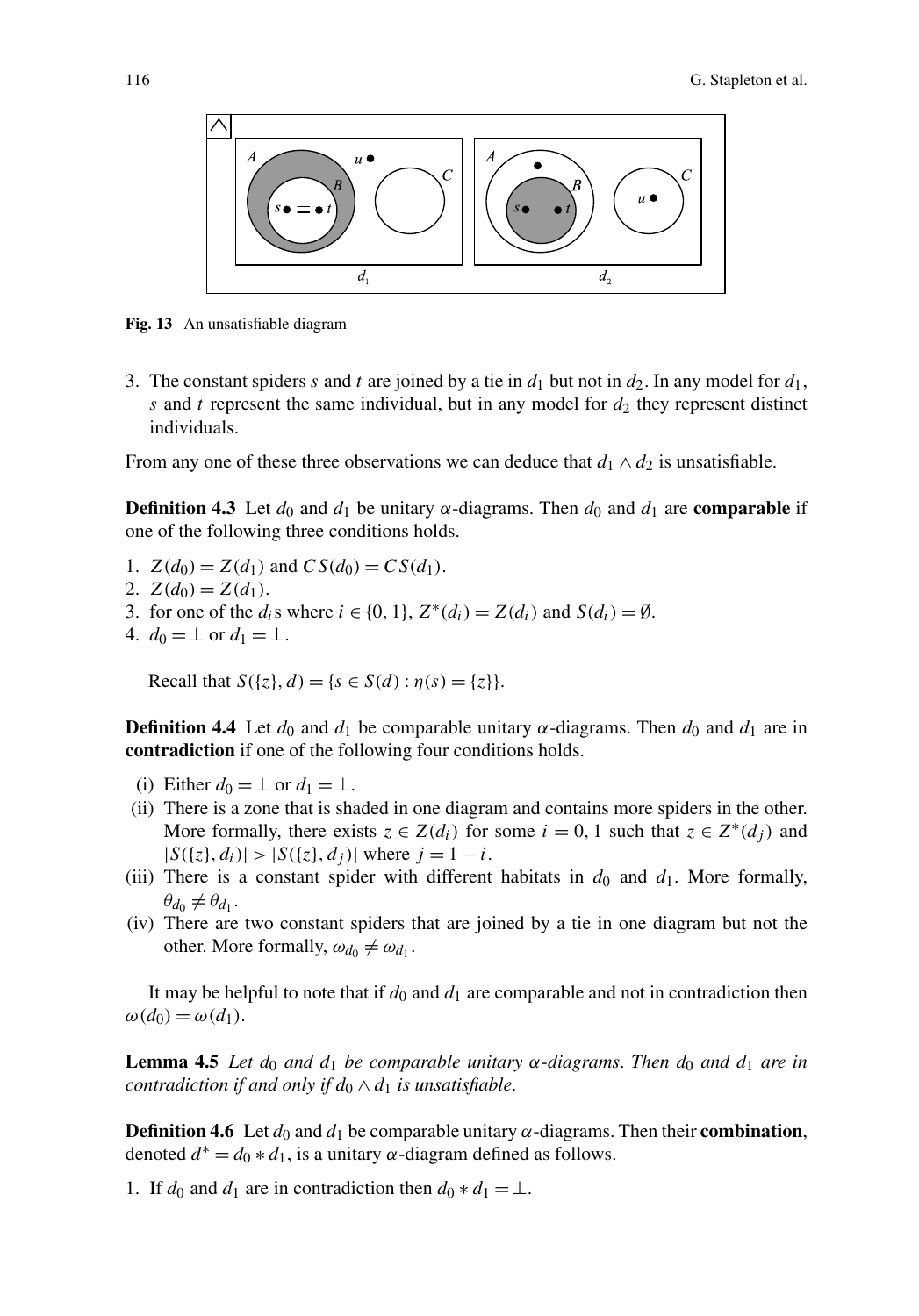A  u  C  B  s  t  d₁  A  B  C  s  t  u  d₂

Fig. 13 An unsatisfiable diagram

3. The constant spiders $s$ and $t$ are joined by a tie in $d_1$ but not in $d_2$. In any model for $d_1$, $s$ and $t$ represent the same individual, but in any model for $d_2$ they represent distinct individuals.

From any one of these three observations we can deduce that $d_1 \wedge d_2$ is unsatisfiable.

**Definition 4.3** Let $d_0$ and $d_1$ be unitary $\alpha$-diagrams. Then $d_0$ and $d_1$ are **comparable** if one of the following three conditions holds.

1. $Z(d_0) = Z(d_1)$ and $CS(d_0) = CS(d_1)$.
2. $Z(d_0) = Z(d_1)$.
3. for one of the $d_i$s where $i \in \{0, 1\}$, $Z^*(d_i) = Z(d_i)$ and $S(d_i) = \emptyset$.
4. $d_0 = \perp$ or $d_1 = \perp$.

Recall that $S(\{z\}, d) = \{s \in S(d) : \eta(s) = \{z\}\}$.

**Definition 4.4** Let $d_0$ and $d_1$ be comparable unitary $\alpha$-diagrams. Then $d_0$ and $d_1$ are in **contradiction** if one of the following four conditions holds.

(i) Either $d_0 = \perp$ or $d_1 = \perp$.
(ii) There is a zone that is shaded in one diagram and contains more spiders in the other. More formally, there exists $z \in Z(d_i)$ for some $i = 0, 1$ such that $z \in Z^*(d_j)$ and $|S(\{z\}, d_i)| > |S(\{z\}, d_j)|$ where $j = 1 - i$.
(iii) There is a constant spider with different habitats in $d_0$ and $d_1$. More formally, $\theta_{d_0} \neq \theta_{d_1}$.
(iv) There are two constant spiders that are joined by a tie in one diagram but not the other. More formally, $\omega_{d_0} \neq \omega_{d_1}$.

It may be helpful to note that if $d_0$ and $d_1$ are comparable and not in contradiction then $\omega(d_0) = \omega(d_1)$.

**Lemma 4.5** *Let $d_0$ and $d_1$ be comparable unitary $\alpha$-diagrams. Then $d_0$ and $d_1$ are in contradiction if and only if $d_0 \wedge d_1$ is unsatisfiable.*

**Definition 4.6** Let $d_0$ and $d_1$ be comparable unitary $\alpha$-diagrams. Then their **combination**, denoted $d^* = d_0 * d_1$, is a unitary $\alpha$-diagram defined as follows.

1. If $d_0$ and $d_1$ are in contradiction then $d_0 * d_1 = \perp$.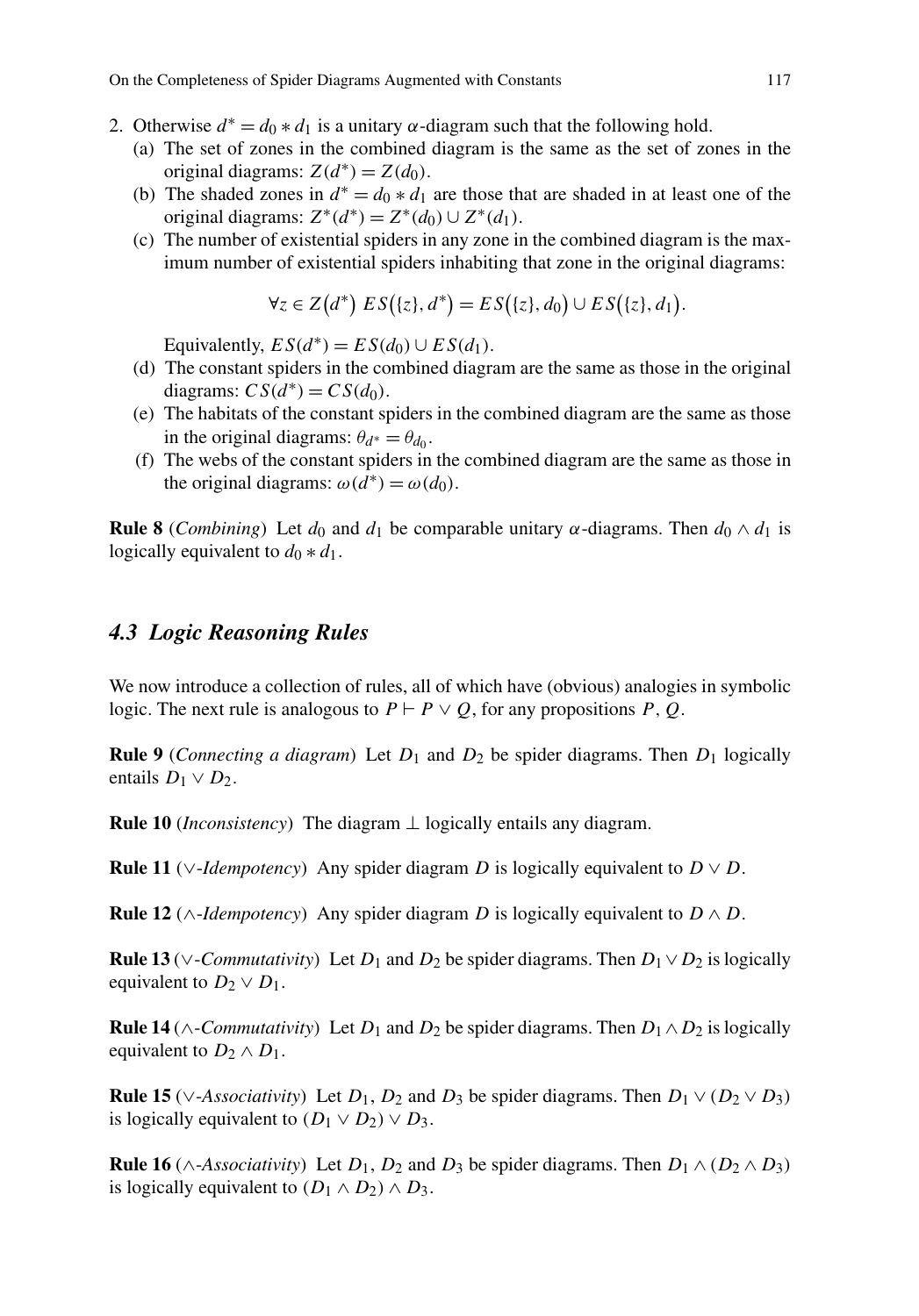2. Otherwise $d^* = d_0 * d_1$ is a unitary $\alpha$-diagram such that the following hold.
   (a) The set of zones in the combined diagram is the same as the set of zones in the original diagrams: $Z(d^*) = Z(d_0)$.
   (b) The shaded zones in $d^* = d_0 * d_1$ are those that are shaded in at least one of the original diagrams: $Z^*(d^*) = Z^*(d_0) \cup Z^*(d_1)$.
   (c) The number of existential spiders in any zone in the combined diagram is the maximum number of existential spiders inhabiting that zone in the original diagrams:

   $$\forall z \in Z\big(d^*\big)\ ES\big(\{z\}, d^*\big) = ES\big(\{z\}, d_0\big) \cup ES\big(\{z\}, d_1\big).$$

   Equivalently, $ES(d^*) = ES(d_0) \cup ES(d_1)$.
   (d) The constant spiders in the combined diagram are the same as those in the original diagrams: $CS(d^*) = CS(d_0)$.
   (e) The habitats of the constant spiders in the combined diagram are the same as those in the original diagrams: $\theta_{d^*} = \theta_{d_0}$.
   (f) The webs of the constant spiders in the combined diagram are the same as those in the original diagrams: $\omega(d^*) = \omega(d_0)$.

**Rule 8** (*Combining*) Let $d_0$ and $d_1$ be comparable unitary $\alpha$-diagrams. Then $d_0 \wedge d_1$ is logically equivalent to $d_0 * d_1$.

### *4.3 Logic Reasoning Rules*

We now introduce a collection of rules, all of which have (obvious) analogies in symbolic logic. The next rule is analogous to $P \vdash P \vee Q$, for any propositions $P$, $Q$.

**Rule 9** (*Connecting a diagram*) Let $D_1$ and $D_2$ be spider diagrams. Then $D_1$ logically entails $D_1 \vee D_2$.

**Rule 10** (*Inconsistency*) The diagram $\bot$ logically entails any diagram.

**Rule 11** ($\vee$*-Idempotency*) Any spider diagram $D$ is logically equivalent to $D \vee D$.

**Rule 12** ($\wedge$*-Idempotency*) Any spider diagram $D$ is logically equivalent to $D \wedge D$.

**Rule 13** ($\vee$*-Commutativity*) Let $D_1$ and $D_2$ be spider diagrams. Then $D_1 \vee D_2$ is logically equivalent to $D_2 \vee D_1$.

**Rule 14** ($\wedge$*-Commutativity*) Let $D_1$ and $D_2$ be spider diagrams. Then $D_1 \wedge D_2$ is logically equivalent to $D_2 \wedge D_1$.

**Rule 15** ($\vee$*-Associativity*) Let $D_1$, $D_2$ and $D_3$ be spider diagrams. Then $D_1 \vee (D_2 \vee D_3)$ is logically equivalent to $(D_1 \vee D_2) \vee D_3$.

**Rule 16** ($\wedge$*-Associativity*) Let $D_1$, $D_2$ and $D_3$ be spider diagrams. Then $D_1 \wedge (D_2 \wedge D_3)$ is logically equivalent to $(D_1 \wedge D_2) \wedge D_3$.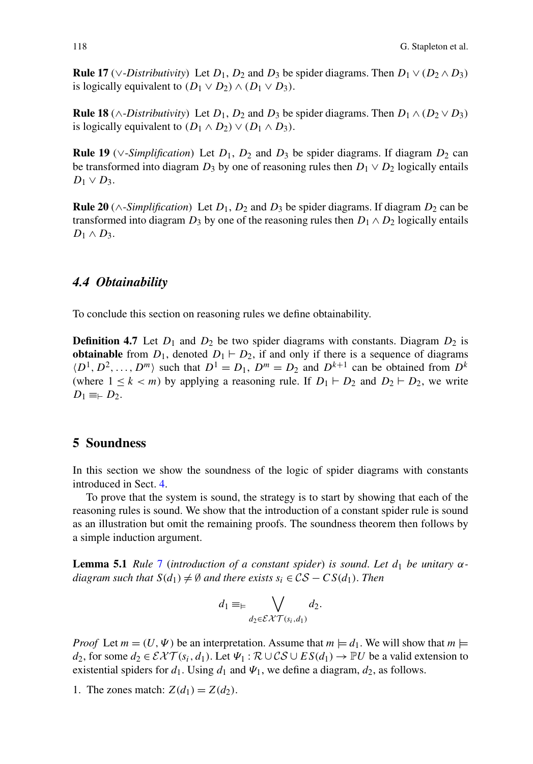**Rule 17** ($\vee$-*Distributivity*) Let $D_1$, $D_2$ and $D_3$ be spider diagrams. Then $D_1 \vee (D_2 \wedge D_3)$ is logically equivalent to $(D_1 \vee D_2) \wedge (D_1 \vee D_3)$.

**Rule 18** ($\wedge$-*Distributivity*) Let $D_1$, $D_2$ and $D_3$ be spider diagrams. Then $D_1 \wedge (D_2 \vee D_3)$ is logically equivalent to $(D_1 \wedge D_2) \vee (D_1 \wedge D_3)$.

**Rule 19** ($\vee$-*Simplification*) Let $D_1$, $D_2$ and $D_3$ be spider diagrams. If diagram $D_2$ can be transformed into diagram $D_3$ by one of reasoning rules then $D_1 \vee D_2$ logically entails $D_1 \vee D_3$.

**Rule 20** ($\wedge$-*Simplification*) Let $D_1$, $D_2$ and $D_3$ be spider diagrams. If diagram $D_2$ can be transformed into diagram $D_3$ by one of the reasoning rules then $D_1 \wedge D_2$ logically entails $D_1 \wedge D_3$.

### 4.4 Obtainability

To conclude this section on reasoning rules we define obtainability.

**Definition 4.7** Let $D_1$ and $D_2$ be two spider diagrams with constants. Diagram $D_2$ is **obtainable** from $D_1$, denoted $D_1 \vdash D_2$, if and only if there is a sequence of diagrams $\langle D^1, D^2, \ldots, D^m \rangle$ such that $D^1 = D_1$, $D^m = D_2$ and $D^{k+1}$ can be obtained from $D^k$ (where $1 \leq k < m$) by applying a reasoning rule. If $D_1 \vdash D_2$ and $D_2 \vdash D_2$, we write $D_1 \equiv_{\vdash} D_2$.

## 5 Soundness

In this section we show the soundness of the logic of spider diagrams with constants introduced in Sect. 4.

To prove that the system is sound, the strategy is to start by showing that each of the reasoning rules is sound. We show that the introduction of a constant spider rule is sound as an illustration but omit the remaining proofs. The soundness theorem then follows by a simple induction argument.

**Lemma 5.1** *Rule 7 (introduction of a constant spider) is sound. Let $d_1$ be unitary $\alpha$-diagram such that $S(d_1) \neq \emptyset$ and there exists $s_i \in \mathcal{CS} - CS(d_1)$. Then*

$$d_1 \equiv_{\models} \bigvee_{d_2 \in \mathcal{EXT}(s_i, d_1)} d_2.$$

*Proof* Let $m = (U, \Psi)$ be an interpretation. Assume that $m \models d_1$. We will show that $m \models d_2$, for some $d_2 \in \mathcal{EXT}(s_i, d_1)$. Let $\Psi_1 : \mathcal{R} \cup \mathcal{CS} \cup ES(d_1) \to \mathbb{P}U$ be a valid extension to existential spiders for $d_1$. Using $d_1$ and $\Psi_1$, we define a diagram, $d_2$, as follows.

1. The zones match: $Z(d_1) = Z(d_2)$.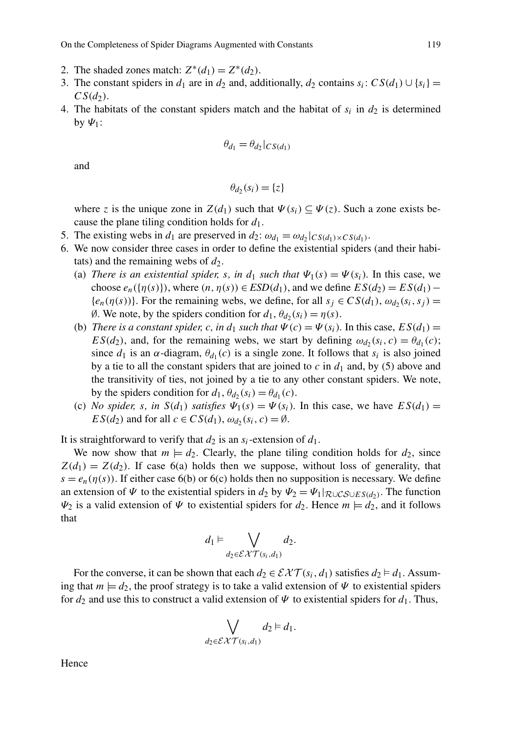2. The shaded zones match: $Z^*(d_1) = Z^*(d_2)$.
3. The constant spiders in $d_1$ are in $d_2$ and, additionally, $d_2$ contains $s_i$: $CS(d_1) \cup \{s_i\} = CS(d_2)$.
4. The habitats of the constant spiders match and the habitat of $s_i$ in $d_2$ is determined by $\Psi_1$:

$$\theta_{d_1} = \theta_{d_2}|_{CS(d_1)}$$

and

$$\theta_{d_2}(s_i) = \{z\}$$

where $z$ is the unique zone in $Z(d_1)$ such that $\Psi(s_i) \subseteq \Psi(z)$. Such a zone exists because the plane tiling condition holds for $d_1$.

5. The existing webs in $d_1$ are preserved in $d_2$: $\omega_{d_1} = \omega_{d_2}|_{CS(d_1)\times CS(d_1)}$.
6. We now consider three cases in order to define the existential spiders (and their habitats) and the remaining webs of $d_2$.
   (a) *There is an existential spider, s, in $d_1$ such that $\Psi_1(s) = \Psi(s_i)$.* In this case, we choose $e_n(\{\eta(s)\})$, where $(n, \eta(s)) \in ESD(d_1)$, and we define $ES(d_2) = ES(d_1) - \{e_n(\eta(s))\}$. For the remaining webs, we define, for all $s_j \in CS(d_1)$, $\omega_{d_2}(s_i, s_j) = \emptyset$. We note, by the spiders condition for $d_1$, $\theta_{d_2}(s_i) = \eta(s)$.
   (b) *There is a constant spider, c, in $d_1$ such that $\Psi(c) = \Psi(s_i)$.* In this case, $ES(d_1) = ES(d_2)$, and, for the remaining webs, we start by defining $\omega_{d_2}(s_i, c) = \theta_{d_1}(c)$; since $d_1$ is an $\alpha$-diagram, $\theta_{d_1}(c)$ is a single zone. It follows that $s_i$ is also joined by a tie to all the constant spiders that are joined to $c$ in $d_1$ and, by (5) above and the transitivity of ties, not joined by a tie to any other constant spiders. We note, by the spiders condition for $d_1$, $\theta_{d_2}(s_i) = \theta_{d_1}(c)$.
   (c) *No spider, s, in $S(d_1)$ satisfies $\Psi_1(s) = \Psi(s_i)$.* In this case, we have $ES(d_1) = ES(d_2)$ and for all $c \in CS(d_1)$, $\omega_{d_2}(s_i, c) = \emptyset$.

It is straightforward to verify that $d_2$ is an $s_i$-extension of $d_1$.

We now show that $m \models d_2$. Clearly, the plane tiling condition holds for $d_2$, since $Z(d_1) = Z(d_2)$. If case 6(a) holds then we suppose, without loss of generality, that $s = e_n(\eta(s))$. If either case 6(b) or 6(c) holds then no supposition is necessary. We define an extension of $\Psi$ to the existential spiders in $d_2$ by $\Psi_2 = \Psi_1|_{\mathcal{R}\cup\mathcal{CS}\cup ES(d_2)}$. The function $\Psi_2$ is a valid extension of $\Psi$ to existential spiders for $d_2$. Hence $m \models d_2$, and it follows that

$$d_1 \vDash \bigvee_{d_2 \in \mathcal{EXT}(s_i, d_1)} d_2.$$

For the converse, it can be shown that each $d_2 \in \mathcal{EXT}(s_i, d_1)$ satisfies $d_2 \vDash d_1$. Assuming that $m \models d_2$, the proof strategy is to take a valid extension of $\Psi$ to existential spiders for $d_2$ and use this to construct a valid extension of $\Psi$ to existential spiders for $d_1$. Thus,

$$\bigvee_{d_2 \in \mathcal{EXT}(s_i, d_1)} d_2 \vDash d_1.$$

Hence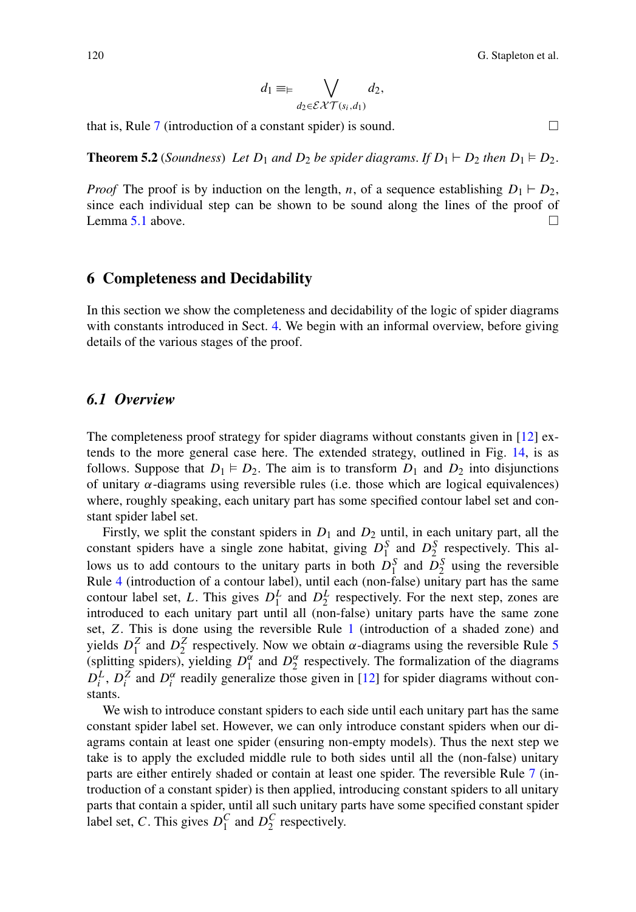$$d_1 \equiv_{\vDash} \bigvee_{d_2 \in \mathcal{EXT}(s_i, d_1)} d_2,$$

that is, Rule 7 (introduction of a constant spider) is sound. □

**Theorem 5.2** (*Soundness*) *Let $D_1$ and $D_2$ be spider diagrams. If $D_1 \vdash D_2$ then $D_1 \vDash D_2$.*

*Proof* The proof is by induction on the length, $n$, of a sequence establishing $D_1 \vdash D_2$, since each individual step can be shown to be sound along the lines of the proof of Lemma 5.1 above. □

## 6 Completeness and Decidability

In this section we show the completeness and decidability of the logic of spider diagrams with constants introduced in Sect. 4. We begin with an informal overview, before giving details of the various stages of the proof.

### 6.1 Overview

The completeness proof strategy for spider diagrams without constants given in [12] extends to the more general case here. The extended strategy, outlined in Fig. 14, is as follows. Suppose that $D_1 \vDash D_2$. The aim is to transform $D_1$ and $D_2$ into disjunctions of unitary $\alpha$-diagrams using reversible rules (i.e. those which are logical equivalences) where, roughly speaking, each unitary part has some specified contour label set and constant spider label set.

Firstly, we split the constant spiders in $D_1$ and $D_2$ until, in each unitary part, all the constant spiders have a single zone habitat, giving $D_1^S$ and $D_2^S$ respectively. This allows us to add contours to the unitary parts in both $D_1^S$ and $D_2^S$ using the reversible Rule 4 (introduction of a contour label), until each (non-false) unitary part has the same contour label set, $L$. This gives $D_1^L$ and $D_2^L$ respectively. For the next step, zones are introduced to each unitary part until all (non-false) unitary parts have the same zone set, $Z$. This is done using the reversible Rule 1 (introduction of a shaded zone) and yields $D_1^Z$ and $D_2^Z$ respectively. Now we obtain $\alpha$-diagrams using the reversible Rule 5 (splitting spiders), yielding $D_1^\alpha$ and $D_2^\alpha$ respectively. The formalization of the diagrams $D_i^L$, $D_i^Z$ and $D_i^\alpha$ readily generalize those given in [12] for spider diagrams without constants.

We wish to introduce constant spiders to each side until each unitary part has the same constant spider label set. However, we can only introduce constant spiders when our diagrams contain at least one spider (ensuring non-empty models). Thus the next step we take is to apply the excluded middle rule to both sides until all the (non-false) unitary parts are either entirely shaded or contain at least one spider. The reversible Rule 7 (introduction of a constant spider) is then applied, introducing constant spiders to all unitary parts that contain a spider, until all such unitary parts have some specified constant spider label set, $C$. This gives $D_1^C$ and $D_2^C$ respectively.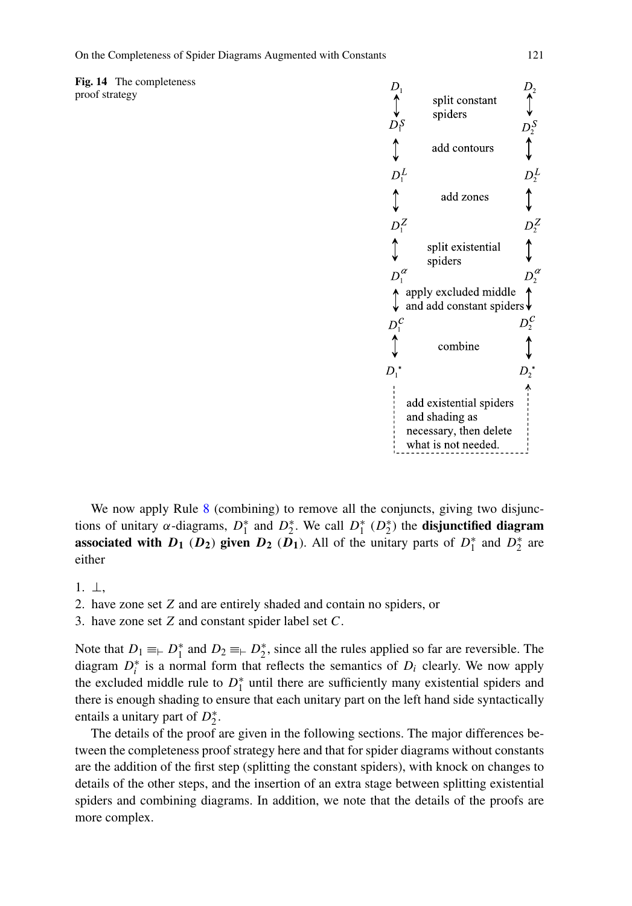Fig. 14 The completeness proof strategy

$D_1$ ↕ split constant spiders ↕ $D_2$

$D_1^S$ ↕ add contours ↕ $D_2^S$

$D_1^L$ ↕ add zones ↕ $D_2^L$

$D_1^Z$ ↕ split existential spiders ↕ $D_2^Z$

$D_1^\alpha$ ↕ apply excluded middle and add constant spiders ↕ $D_2^\alpha$

$D_1^C$ ↕ combine ↕ $D_2^C$

$D_1^*$ → $D_2^*$

add existential spiders and shading as necessary, then delete what is not needed.

We now apply Rule 8 (combining) to remove all the conjuncts, giving two disjunctions of unitary $\alpha$-diagrams, $D_1^*$ and $D_2^*$. We call $D_1^*$ ($D_2^*$) the **disjunctified diagram associated with $D_1$ ($D_2$) given $D_2$ ($D_1$)**. All of the unitary parts of $D_1^*$ and $D_2^*$ are either

1. $\bot$,
2. have zone set $Z$ and are entirely shaded and contain no spiders, or
3. have zone set $Z$ and constant spider label set $C$.

Note that $D_1 \equiv_\vdash D_1^*$ and $D_2 \equiv_\vdash D_2^*$, since all the rules applied so far are reversible. The diagram $D_i^*$ is a normal form that reflects the semantics of $D_i$ clearly. We now apply the excluded middle rule to $D_1^*$ until there are sufficiently many existential spiders and there is enough shading to ensure that each unitary part on the left hand side syntactically entails a unitary part of $D_2^*$.

The details of the proof are given in the following sections. The major differences between the completeness proof strategy here and that for spider diagrams without constants are the addition of the first step (splitting the constant spiders), with knock on changes to details of the other steps, and the insertion of an extra stage between splitting existential spiders and combining diagrams. In addition, we note that the details of the proofs are more complex.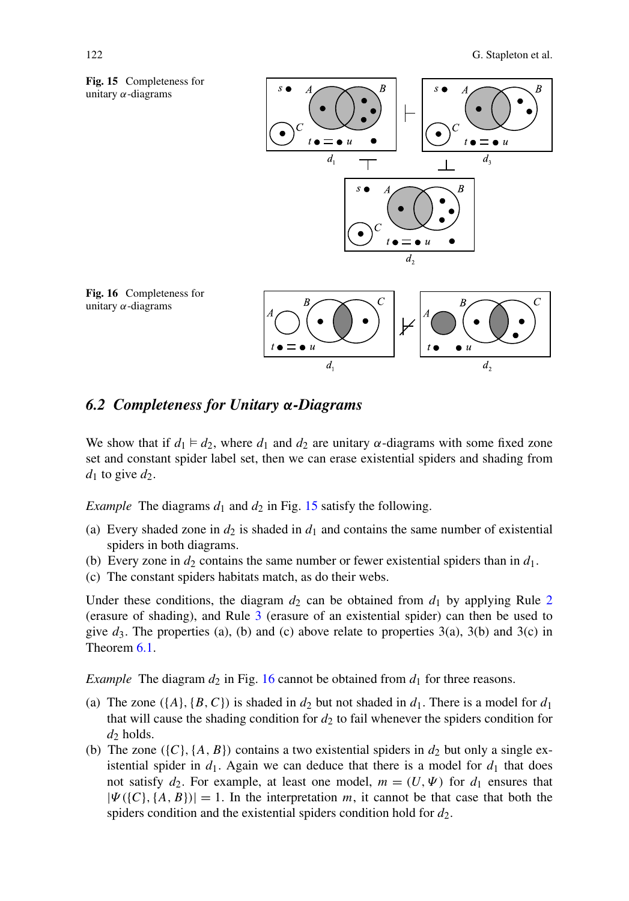Fig. 15 Completeness for unitary $\alpha$-diagrams

Fig. 16 Completeness for unitary $\alpha$-diagrams

## 6.2 Completeness for Unitary α-Diagrams

We show that if $d_1 \vDash d_2$, where $d_1$ and $d_2$ are unitary $\alpha$-diagrams with some fixed zone set and constant spider label set, then we can erase existential spiders and shading from $d_1$ to give $d_2$.

*Example* The diagrams $d_1$ and $d_2$ in Fig. 15 satisfy the following.

(a) Every shaded zone in $d_2$ is shaded in $d_1$ and contains the same number of existential spiders in both diagrams.
(b) Every zone in $d_2$ contains the same number or fewer existential spiders than in $d_1$.
(c) The constant spiders habitats match, as do their webs.

Under these conditions, the diagram $d_2$ can be obtained from $d_1$ by applying Rule 2 (erasure of shading), and Rule 3 (erasure of an existential spider) can then be used to give $d_3$. The properties (a), (b) and (c) above relate to properties 3(a), 3(b) and 3(c) in Theorem 6.1.

*Example* The diagram $d_2$ in Fig. 16 cannot be obtained from $d_1$ for three reasons.

(a) The zone $(\{A\}, \{B, C\})$ is shaded in $d_2$ but not shaded in $d_1$. There is a model for $d_1$ that will cause the shading condition for $d_2$ to fail whenever the spiders condition for $d_2$ holds.
(b) The zone $(\{C\}, \{A, B\})$ contains a two existential spiders in $d_2$ but only a single existential spider in $d_1$. Again we can deduce that there is a model for $d_1$ that does not satisfy $d_2$. For example, at least one model, $m = (U, \Psi)$ for $d_1$ ensures that $|\Psi(\{C\}, \{A, B\})| = 1$. In the interpretation $m$, it cannot be that case that both the spiders condition and the existential spiders condition hold for $d_2$.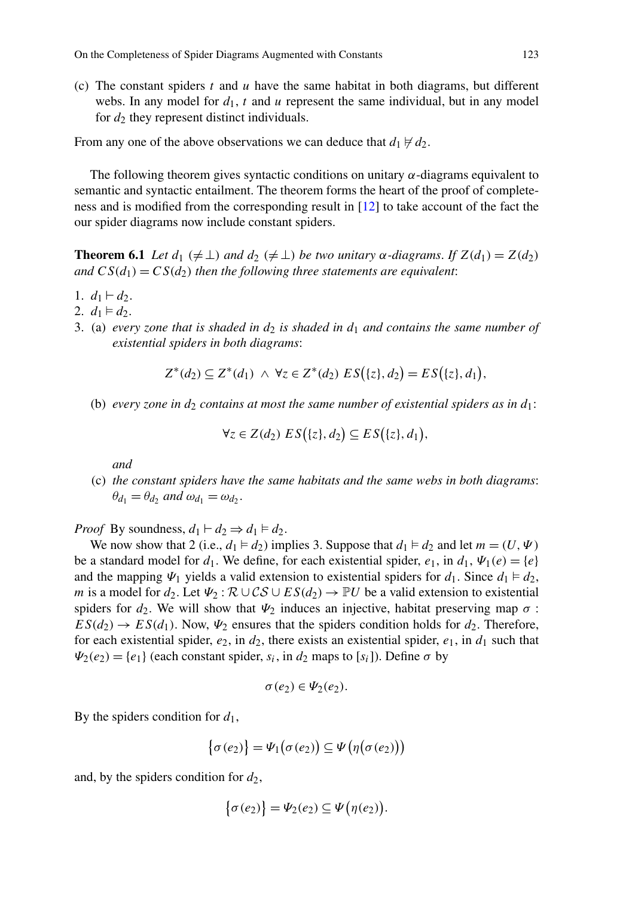(c) The constant spiders $t$ and $u$ have the same habitat in both diagrams, but different webs. In any model for $d_1$, $t$ and $u$ represent the same individual, but in any model for $d_2$ they represent distinct individuals.

From any one of the above observations we can deduce that $d_1 \not\vDash d_2$.

The following theorem gives syntactic conditions on unitary $\alpha$-diagrams equivalent to semantic and syntactic entailment. The theorem forms the heart of the proof of completeness and is modified from the corresponding result in [12] to take account of the fact the our spider diagrams now include constant spiders.

**Theorem 6.1** *Let $d_1$ ($\neq \bot$) and $d_2$ ($\neq \bot$) be two unitary $\alpha$-diagrams. If $Z(d_1) = Z(d_2)$ and $CS(d_1) = CS(d_2)$ then the following three statements are equivalent*:

1. $d_1 \vdash d_2$.
2. $d_1 \vDash d_2$.
3. (a) *every zone that is shaded in $d_2$ is shaded in $d_1$ and contains the same number of existential spiders in both diagrams*:

$$Z^*(d_2) \subseteq Z^*(d_1) \ \wedge \ \forall z \in Z^*(d_2) \ ES\big(\{z\}, d_2\big) = ES\big(\{z\}, d_1\big),$$

   (b) *every zone in $d_2$ contains at most the same number of existential spiders as in $d_1$*:

$$\forall z \in Z(d_2) \ ES\big(\{z\}, d_2\big) \subseteq ES\big(\{z\}, d_1\big),$$

   *and*

   (c) *the constant spiders have the same habitats and the same webs in both diagrams*: $\theta_{d_1} = \theta_{d_2}$ *and* $\omega_{d_1} = \omega_{d_2}$.

*Proof* By soundness, $d_1 \vdash d_2 \Rightarrow d_1 \vDash d_2$.

We now show that 2 (i.e., $d_1 \vDash d_2$) implies 3. Suppose that $d_1 \vDash d_2$ and let $m = (U, \Psi)$ be a standard model for $d_1$. We define, for each existential spider, $e_1$, in $d_1$, $\Psi_1(e) = \{e\}$ and the mapping $\Psi_1$ yields a valid extension to existential spiders for $d_1$. Since $d_1 \vDash d_2$, $m$ is a model for $d_2$. Let $\Psi_2 : \mathcal{R} \cup \mathcal{CS} \cup ES(d_2) \rightarrow \mathbb{P}U$ be a valid extension to existential spiders for $d_2$. We will show that $\Psi_2$ induces an injective, habitat preserving map $\sigma : ES(d_2) \rightarrow ES(d_1)$. Now, $\Psi_2$ ensures that the spiders condition holds for $d_2$. Therefore, for each existential spider, $e_2$, in $d_2$, there exists an existential spider, $e_1$, in $d_1$ such that $\Psi_2(e_2) = \{e_1\}$ (each constant spider, $s_i$, in $d_2$ maps to $[s_i]$). Define $\sigma$ by

$$\sigma(e_2) \in \Psi_2(e_2).$$

By the spiders condition for $d_1$,

$$\big\{\sigma(e_2)\big\} = \Psi_1\big(\sigma(e_2)\big) \subseteq \Psi\big(\eta\big(\sigma(e_2)\big)\big)$$

and, by the spiders condition for $d_2$,

$$\big\{\sigma(e_2)\big\} = \Psi_2(e_2) \subseteq \Psi\big(\eta(e_2)\big).$$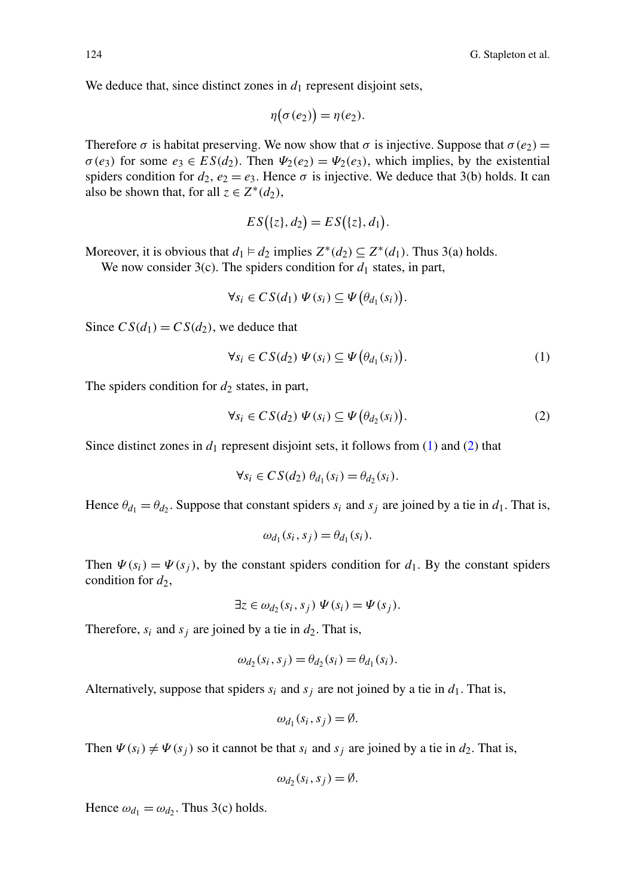We deduce that, since distinct zones in $d_1$ represent disjoint sets,

$$\eta\big(\sigma(e_2)\big) = \eta(e_2).$$

Therefore $\sigma$ is habitat preserving. We now show that $\sigma$ is injective. Suppose that $\sigma(e_2) = \sigma(e_3)$ for some $e_3 \in ES(d_2)$. Then $\Psi_2(e_2) = \Psi_2(e_3)$, which implies, by the existential spiders condition for $d_2$, $e_2 = e_3$. Hence $\sigma$ is injective. We deduce that 3(b) holds. It can also be shown that, for all $z \in Z^*(d_2)$,

$$ES\big(\{z\}, d_2\big) = ES\big(\{z\}, d_1\big).$$

Moreover, it is obvious that $d_1 \vDash d_2$ implies $Z^*(d_2) \subseteq Z^*(d_1)$. Thus 3(a) holds.

We now consider 3(c). The spiders condition for $d_1$ states, in part,

$$\forall s_i \in CS(d_1)\ \Psi(s_i) \subseteq \Psi\big(\theta_{d_1}(s_i)\big).$$

Since $CS(d_1) = CS(d_2)$, we deduce that

$$\forall s_i \in CS(d_2)\ \Psi(s_i) \subseteq \Psi\big(\theta_{d_1}(s_i)\big). \tag{1}$$

The spiders condition for $d_2$ states, in part,

$$\forall s_i \in CS(d_2)\ \Psi(s_i) \subseteq \Psi\big(\theta_{d_2}(s_i)\big). \tag{2}$$

Since distinct zones in $d_1$ represent disjoint sets, it follows from (1) and (2) that

$$\forall s_i \in CS(d_2)\ \theta_{d_1}(s_i) = \theta_{d_2}(s_i).$$

Hence $\theta_{d_1} = \theta_{d_2}$. Suppose that constant spiders $s_i$ and $s_j$ are joined by a tie in $d_1$. That is,

$$\omega_{d_1}(s_i, s_j) = \theta_{d_1}(s_i).$$

Then $\Psi(s_i) = \Psi(s_j)$, by the constant spiders condition for $d_1$. By the constant spiders condition for $d_2$,

$$\exists z \in \omega_{d_2}(s_i, s_j)\ \Psi(s_i) = \Psi(s_j).$$

Therefore, $s_i$ and $s_j$ are joined by a tie in $d_2$. That is,

$$\omega_{d_2}(s_i, s_j) = \theta_{d_2}(s_i) = \theta_{d_1}(s_i).$$

Alternatively, suppose that spiders $s_i$ and $s_j$ are not joined by a tie in $d_1$. That is,

$$\omega_{d_1}(s_i, s_j) = \emptyset.$$

Then $\Psi(s_i) \neq \Psi(s_j)$ so it cannot be that $s_i$ and $s_j$ are joined by a tie in $d_2$. That is,

$$\omega_{d_2}(s_i, s_j) = \emptyset.$$

Hence $\omega_{d_1} = \omega_{d_2}$. Thus 3(c) holds.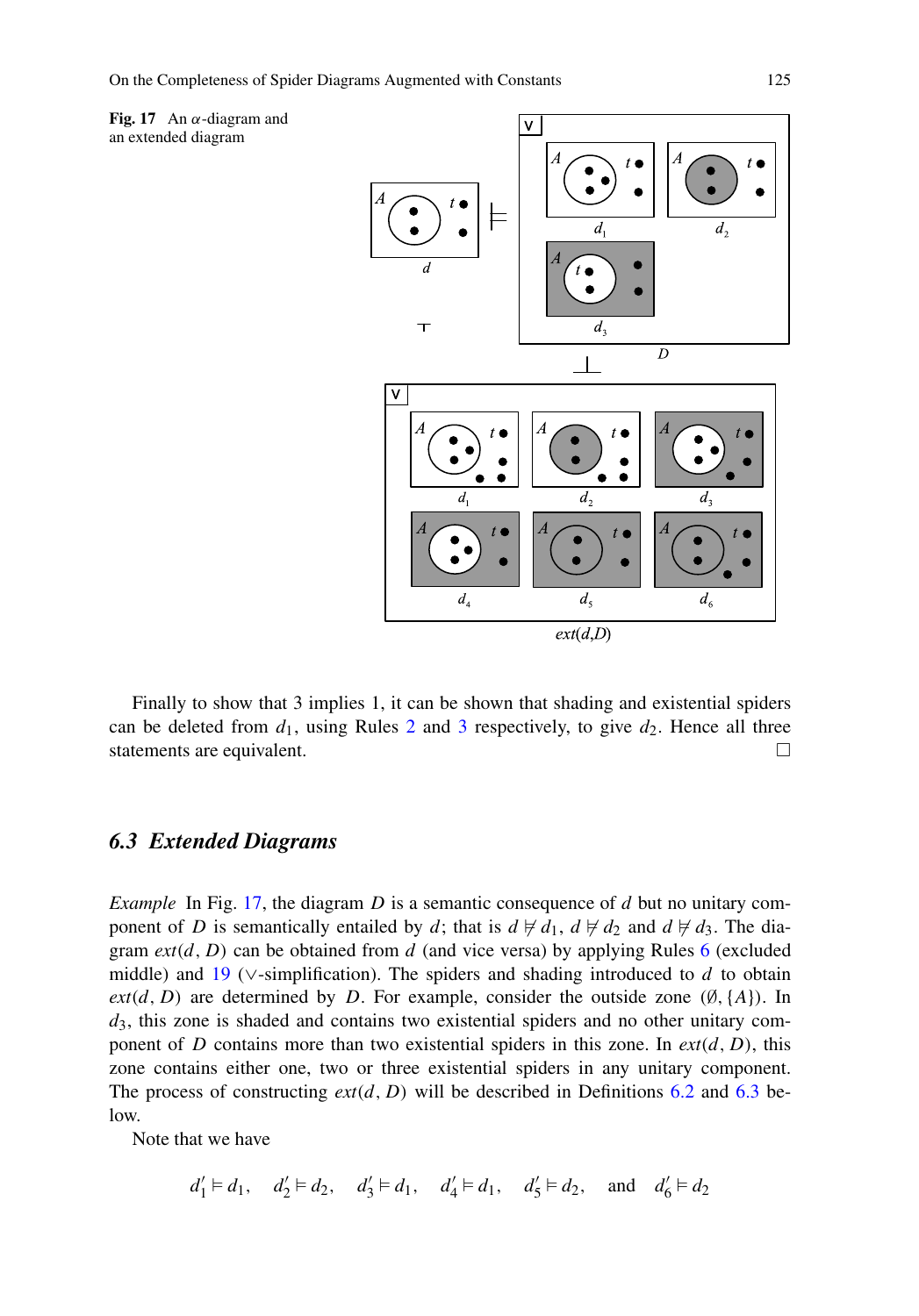**Fig. 17** An $\alpha$-diagram and an extended diagram

Finally to show that 3 implies 1, it can be shown that shading and existential spiders can be deleted from $d_1$, using Rules 2 and 3 respectively, to give $d_2$. Hence all three statements are equivalent. □

## 6.3 Extended Diagrams

*Example* In Fig. 17, the diagram $D$ is a semantic consequence of $d$ but no unitary component of $D$ is semantically entailed by $d$; that is $d \nvDash d_1$, $d \nvDash d_2$ and $d \nvDash d_3$. The diagram $ext(d, D)$ can be obtained from $d$ (and vice versa) by applying Rules 6 (excluded middle) and 19 ($\vee$-simplification). The spiders and shading introduced to $d$ to obtain $ext(d, D)$ are determined by $D$. For example, consider the outside zone $(\emptyset, \{A\})$. In $d_3$, this zone is shaded and contains two existential spiders and no other unitary component of $D$ contains more than two existential spiders in this zone. In $ext(d, D)$, this zone contains either one, two or three existential spiders in any unitary component. The process of constructing $ext(d, D)$ will be described in Definitions 6.2 and 6.3 below.

Note that we have

$$d'_1 \vDash d_1, \quad d'_2 \vDash d_2, \quad d'_3 \vDash d_1, \quad d'_4 \vDash d_1, \quad d'_5 \vDash d_2, \quad \text{and} \quad d'_6 \vDash d_2$$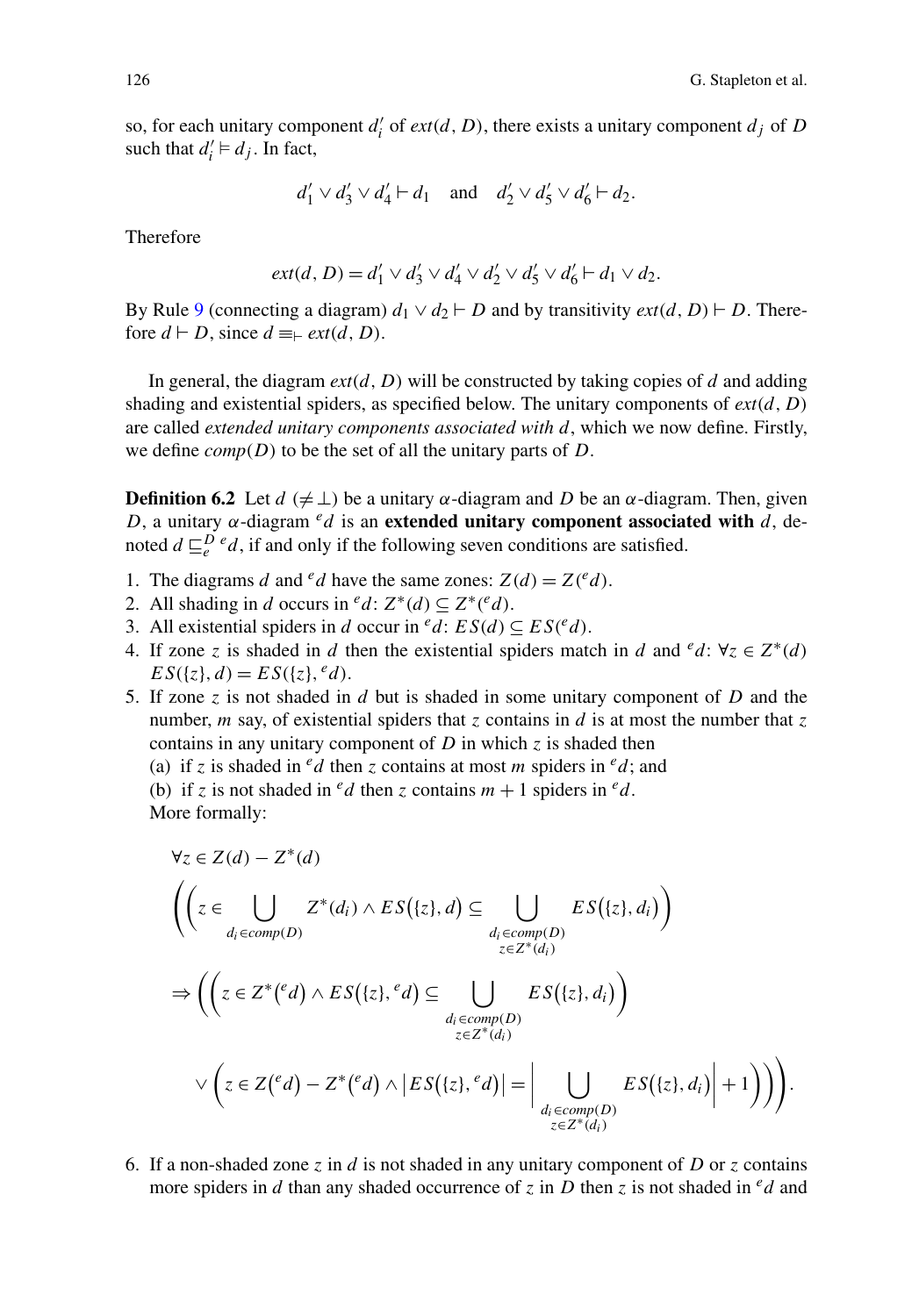so, for each unitary component $d_i'$ of $ext(d, D)$, there exists a unitary component $d_j$ of $D$ such that $d_i' \vDash d_j$. In fact,

$$d_1' \vee d_3' \vee d_4' \vdash d_1 \quad \text{and} \quad d_2' \vee d_5' \vee d_6' \vdash d_2.$$

Therefore

$$ext(d, D) = d_1' \vee d_3' \vee d_4' \vee d_2' \vee d_5' \vee d_6' \vdash d_1 \vee d_2.$$

By Rule 9 (connecting a diagram) $d_1 \vee d_2 \vdash D$ and by transitivity $ext(d, D) \vdash D$. Therefore $d \vdash D$, since $d \equiv_{\vdash} ext(d, D)$.

In general, the diagram $ext(d, D)$ will be constructed by taking copies of $d$ and adding shading and existential spiders, as specified below. The unitary components of $ext(d, D)$ are called *extended unitary components associated with* $d$, which we now define. Firstly, we define $comp(D)$ to be the set of all the unitary parts of $D$.

**Definition 6.2** Let $d$ $(\neq \bot)$ be a unitary $\alpha$-diagram and $D$ be an $\alpha$-diagram. Then, given $D$, a unitary $\alpha$-diagram ${}^e d$ is an **extended unitary component associated with** $d$, denoted $d \sqsubseteq_e^D {}^e d$, if and only if the following seven conditions are satisfied.

1. The diagrams $d$ and ${}^e d$ have the same zones: $Z(d) = Z({}^e d)$.
2. All shading in $d$ occurs in ${}^e d$: $Z^*(d) \subseteq Z^*({}^e d)$.
3. All existential spiders in $d$ occur in ${}^e d$: $ES(d) \subseteq ES({}^e d)$.
4. If zone $z$ is shaded in $d$ then the existential spiders match in $d$ and ${}^e d$: $\forall z \in Z^*(d)$ $ES(\{z\}, d) = ES(\{z\}, {}^e d)$.
5. If zone $z$ is not shaded in $d$ but is shaded in some unitary component of $D$ and the number, $m$ say, of existential spiders that $z$ contains in $d$ is at most the number that $z$ contains in any unitary component of $D$ in which $z$ is shaded then
   (a) if $z$ is shaded in ${}^e d$ then $z$ contains at most $m$ spiders in ${}^e d$; and
   (b) if $z$ is not shaded in ${}^e d$ then $z$ contains $m + 1$ spiders in ${}^e d$.
   More formally:

$$\forall z \in Z(d) - Z^*(d)$$
$$\Bigg(\Bigg(z \in \bigcup_{d_i \in comp(D)} Z^*(d_i) \wedge ES(\{z\}, d) \subseteq \bigcup_{\substack{d_i \in comp(D) \\ z \in Z^*(d_i)}} ES(\{z\}, d_i)\Bigg)$$
$$\Rightarrow \Bigg(\Bigg(z \in Z^*({}^e d) \wedge ES(\{z\}, {}^e d) \subseteq \bigcup_{\substack{d_i \in comp(D) \\ z \in Z^*(d_i)}} ES(\{z\}, d_i)\Bigg)$$
$$\vee \Bigg(z \in Z({}^e d) - Z^*({}^e d) \wedge |ES(\{z\}, {}^e d)| = \Bigg|\bigcup_{\substack{d_i \in comp(D) \\ z \in Z^*(d_i)}} ES(\{z\}, d_i)\Bigg| + 1\Bigg)\Bigg)\Bigg).$$

6. If a non-shaded zone $z$ in $d$ is not shaded in any unitary component of $D$ or $z$ contains more spiders in $d$ than any shaded occurrence of $z$ in $D$ then $z$ is not shaded in ${}^e d$ and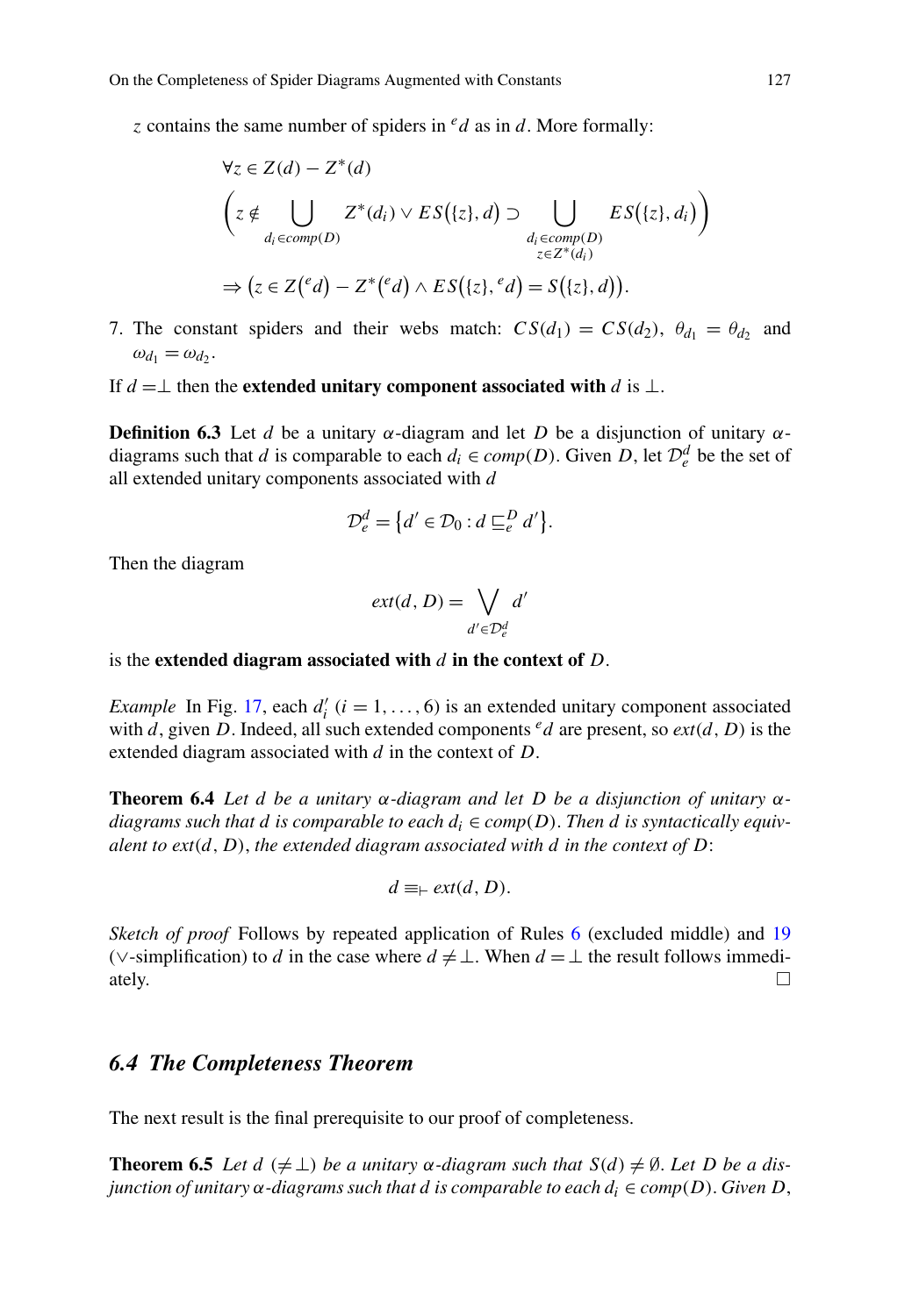$z$ contains the same number of spiders in ${}^e d$ as in $d$. More formally:

$$\forall z \in Z(d) - Z^*(d)$$
$$\left( z \notin \bigcup_{d_i \in comp(D)} Z^*(d_i) \vee ES(\{z\}, d) \supset \bigcup_{\substack{d_i \in comp(D) \\ z \in Z^*(d_i)}} ES(\{z\}, d_i) \right)$$
$$\Rightarrow \left( z \in Z({}^e d) - Z^*({}^e d) \wedge ES(\{z\}, {}^e d) = S(\{z\}, d) \right).$$

7. The constant spiders and their webs match: $CS(d_1) = CS(d_2)$, $\theta_{d_1} = \theta_{d_2}$ and $\omega_{d_1} = \omega_{d_2}$.

If $d = \perp$ then the **extended unitary component associated with** $d$ is $\perp$.

**Definition 6.3** Let $d$ be a unitary $\alpha$-diagram and let $D$ be a disjunction of unitary $\alpha$-diagrams such that $d$ is comparable to each $d_i \in comp(D)$. Given $D$, let $\mathcal{D}_e^d$ be the set of all extended unitary components associated with $d$

$$\mathcal{D}_e^d = \{ d' \in \mathcal{D}_0 : d \sqsubseteq_e^D d' \}.$$

Then the diagram

$$ext(d, D) = \bigvee_{d' \in \mathcal{D}_e^d} d'$$

is the **extended diagram associated with** $d$ **in the context of** $D$.

*Example* In Fig. 17, each $d_i'$ ($i = 1, \ldots, 6$) is an extended unitary component associated with $d$, given $D$. Indeed, all such extended components ${}^e d$ are present, so $ext(d, D)$ is the extended diagram associated with $d$ in the context of $D$.

**Theorem 6.4** *Let $d$ be a unitary $\alpha$-diagram and let $D$ be a disjunction of unitary $\alpha$-diagrams such that $d$ is comparable to each $d_i \in comp(D)$. Then $d$ is syntactically equivalent to $ext(d, D)$, the extended diagram associated with $d$ in the context of $D$:*

$$d \equiv_\vdash ext(d, D).$$

*Sketch of proof* Follows by repeated application of Rules 6 (excluded middle) and 19 ($\vee$-simplification) to $d$ in the case where $d \neq \perp$. When $d = \perp$ the result follows immediately. □

### 6.4 The Completeness Theorem

The next result is the final prerequisite to our proof of completeness.

**Theorem 6.5** *Let $d$ ($\neq \perp$) be a unitary $\alpha$-diagram such that $S(d) \neq \emptyset$. Let $D$ be a disjunction of unitary $\alpha$-diagrams such that $d$ is comparable to each $d_i \in comp(D)$. Given $D$,*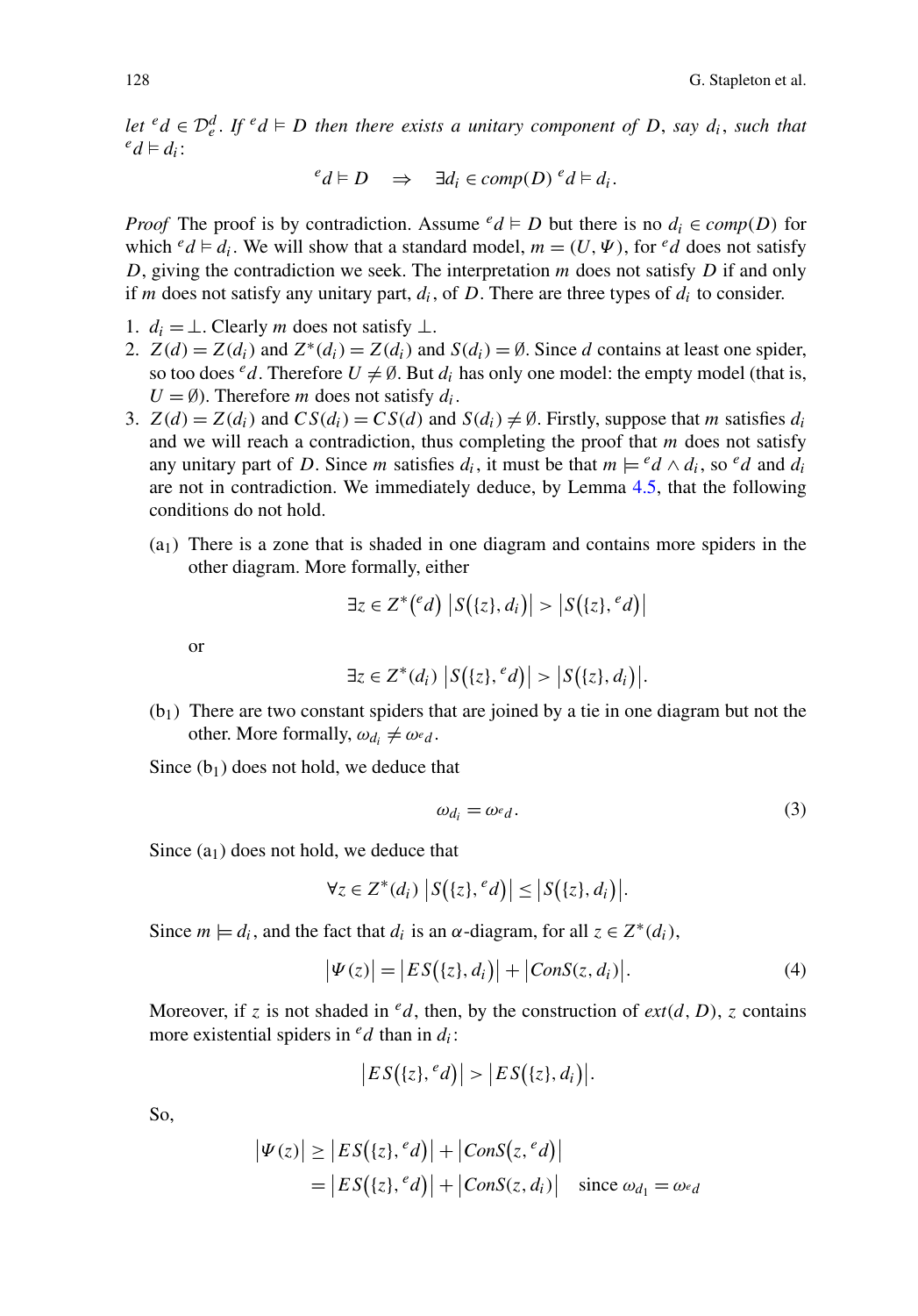*let ${}^e d \in \mathcal{D}^d_e$. If ${}^e d \vDash D$ then there exists a unitary component of $D$, say $d_i$, such that ${}^e d \vDash d_i$:*

$$^e d \vDash D \quad \Rightarrow \quad \exists d_i \in comp(D)\ {}^e d \vDash d_i.$$

*Proof* The proof is by contradiction. Assume ${}^e d \vDash D$ but there is no $d_i \in comp(D)$ for which ${}^e d \vDash d_i$. We will show that a standard model, $m = (U, \Psi)$, for ${}^e d$ does not satisfy $D$, giving the contradiction we seek. The interpretation $m$ does not satisfy $D$ if and only if $m$ does not satisfy any unitary part, $d_i$, of $D$. There are three types of $d_i$ to consider.

1. $d_i = \bot$. Clearly $m$ does not satisfy $\bot$.
2. $Z(d) = Z(d_i)$ and $Z^*(d_i) = Z(d_i)$ and $S(d_i) = \emptyset$. Since $d$ contains at least one spider, so too does ${}^e d$. Therefore $U \neq \emptyset$. But $d_i$ has only one model: the empty model (that is, $U = \emptyset$). Therefore $m$ does not satisfy $d_i$.
3. $Z(d) = Z(d_i)$ and $CS(d_i) = CS(d)$ and $S(d_i) \neq \emptyset$. Firstly, suppose that $m$ satisfies $d_i$ and we will reach a contradiction, thus completing the proof that $m$ does not satisfy any unitary part of $D$. Since $m$ satisfies $d_i$, it must be that $m \models {}^e d \wedge d_i$, so ${}^e d$ and $d_i$ are not in contradiction. We immediately deduce, by Lemma 4.5, that the following conditions do not hold.

   ($a_1$) There is a zone that is shaded in one diagram and contains more spiders in the other diagram. More formally, either

   $$\exists z \in Z^*({}^e d)\ \left|S(\{z\}, d_i)\right| > \left|S(\{z\}, {}^e d)\right|$$

   or

   $$\exists z \in Z^*(d_i)\ \left|S(\{z\}, {}^e d)\right| > \left|S(\{z\}, d_i)\right|.$$

   ($b_1$) There are two constant spiders that are joined by a tie in one diagram but not the other. More formally, $\omega_{d_i} \neq \omega_{{}^e d}$.

   Since ($b_1$) does not hold, we deduce that

   $$\omega_{d_i} = \omega_{{}^e d}. \tag{3}$$

   Since ($a_1$) does not hold, we deduce that

   $$\forall z \in Z^*(d_i)\ \left|S(\{z\}, {}^e d)\right| \leq \left|S(\{z\}, d_i)\right|.$$

   Since $m \models d_i$, and the fact that $d_i$ is an $\alpha$-diagram, for all $z \in Z^*(d_i)$,

   $$\left|\Psi(z)\right| = \left|ES(\{z\}, d_i)\right| + \left|ConS(z, d_i)\right|. \tag{4}$$

   Moreover, if $z$ is not shaded in ${}^e d$, then, by the construction of $ext(d, D)$, $z$ contains more existential spiders in ${}^e d$ than in $d_i$:

   $$\left|ES(\{z\}, {}^e d)\right| > \left|ES(\{z\}, d_i)\right|.$$

   So,

   $$\begin{aligned} \left|\Psi(z)\right| &\geq \left|ES(\{z\}, {}^e d)\right| + \left|ConS(z, {}^e d)\right| \\ &= \left|ES(\{z\}, {}^e d)\right| + \left|ConS(z, d_i)\right| \quad \text{since } \omega_{d_1} = \omega_{{}^e d} \end{aligned}$$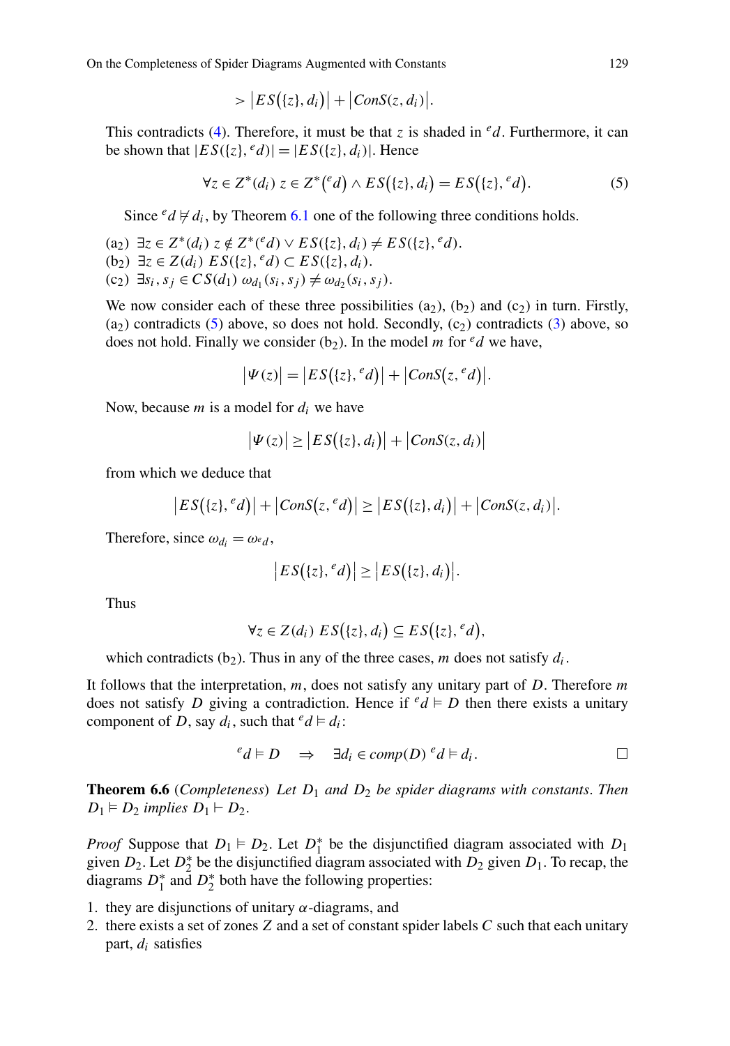$$> \left|ES(\{z\}, d_i)\right| + \left|ConS(z, d_i)\right|.$$

This contradicts (4). Therefore, it must be that $z$ is shaded in ${}^e d$. Furthermore, it can be shown that $|ES(\{z\}, {}^e d)| = |ES(\{z\}, d_i)|$. Hence

$$\forall z \in Z^*(d_i)\ z \in Z^*\left({}^e d\right) \wedge ES\left(\{z\}, d_i\right) = ES\left(\{z\}, {}^e d\right). \tag{5}$$

Since ${}^e d \not\models d_i$, by Theorem 6.1 one of the following three conditions holds.

(a$_2$) $\exists z \in Z^*(d_i)\ z \notin Z^*({}^e d) \vee ES(\{z\}, d_i) \neq ES(\{z\}, {}^e d)$.
(b$_2$) $\exists z \in Z(d_i)\ ES(\{z\}, {}^e d) \subset ES(\{z\}, d_i)$.
(c$_2$) $\exists s_i, s_j \in CS(d_1)\ \omega_{d_1}(s_i, s_j) \neq \omega_{d_2}(s_i, s_j)$.

We now consider each of these three possibilities (a$_2$), (b$_2$) and (c$_2$) in turn. Firstly, (a$_2$) contradicts (5) above, so does not hold. Secondly, (c$_2$) contradicts (3) above, so does not hold. Finally we consider (b$_2$). In the model $m$ for ${}^e d$ we have,

$$\left|\Psi(z)\right| = \left|ES\left(\{z\}, {}^e d\right)\right| + \left|ConS\left(z, {}^e d\right)\right|.$$

Now, because $m$ is a model for $d_i$ we have

$$\left|\Psi(z)\right| \geq \left|ES\left(\{z\}, d_i\right)\right| + \left|ConS(z, d_i)\right|$$

from which we deduce that

$$\left|ES\left(\{z\}, {}^e d\right)\right| + \left|ConS\left(z, {}^e d\right)\right| \geq \left|ES\left(\{z\}, d_i\right)\right| + \left|ConS(z, d_i)\right|.$$

Therefore, since $\omega_{d_i} = \omega_{{}^e d}$,

$$\left|ES\left(\{z\}, {}^e d\right)\right| \geq \left|ES\left(\{z\}, d_i\right)\right|.$$

Thus

$$\forall z \in Z(d_i)\ ES\left(\{z\}, d_i\right) \subseteq ES\left(\{z\}, {}^e d\right),$$

which contradicts (b$_2$). Thus in any of the three cases, $m$ does not satisfy $d_i$.

It follows that the interpretation, $m$, does not satisfy any unitary part of $D$. Therefore $m$ does not satisfy $D$ giving a contradiction. Hence if ${}^e d \models D$ then there exists a unitary component of $D$, say $d_i$, such that ${}^e d \models d_i$:

$${}^e d \models D \quad \Rightarrow \quad \exists d_i \in comp(D)\ {}^e d \models d_i. \qquad \square$$

**Theorem 6.6** (*Completeness*) *Let $D_1$ and $D_2$ be spider diagrams with constants. Then $D_1 \models D_2$ implies $D_1 \vdash D_2$.*

*Proof* Suppose that $D_1 \models D_2$. Let $D_1^*$ be the disjunctified diagram associated with $D_1$ given $D_2$. Let $D_2^*$ be the disjunctified diagram associated with $D_2$ given $D_1$. To recap, the diagrams $D_1^*$ and $D_2^*$ both have the following properties:

1. they are disjunctions of unitary $\alpha$-diagrams, and
2. there exists a set of zones $Z$ and a set of constant spider labels $C$ such that each unitary part, $d_i$ satisfies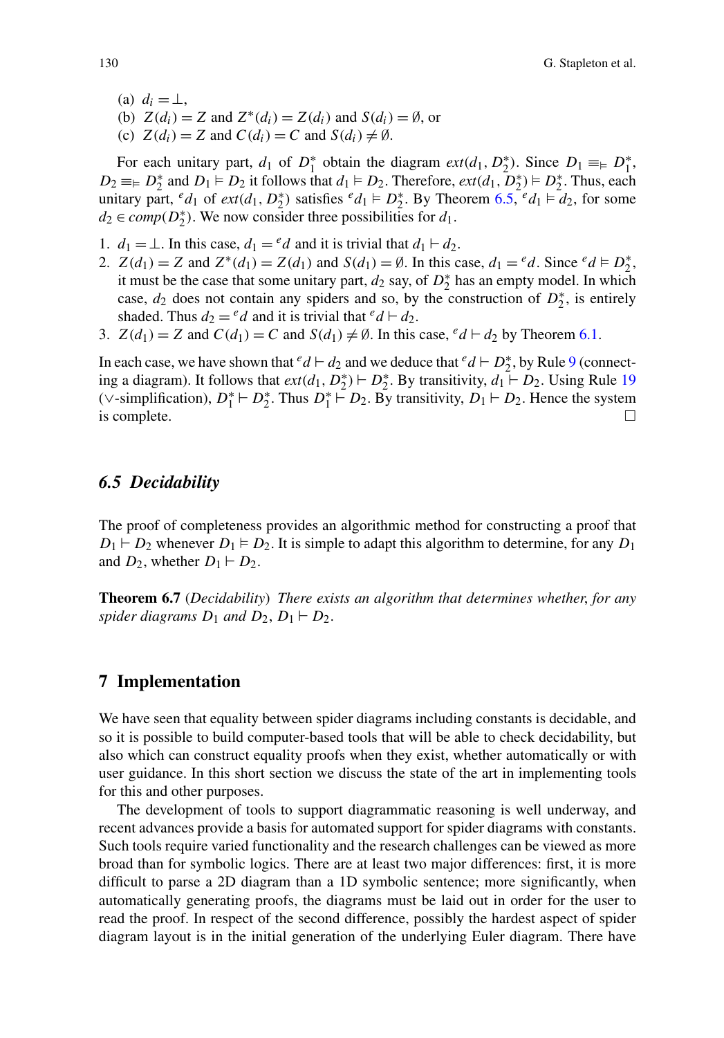(a) $d_i = \bot$,
(b) $Z(d_i) = Z$ and $Z^*(d_i) = Z(d_i)$ and $S(d_i) = \emptyset$, or
(c) $Z(d_i) = Z$ and $C(d_i) = C$ and $S(d_i) \neq \emptyset$.

For each unitary part, $d_1$ of $D_1^*$ obtain the diagram $ext(d_1, D_2^*)$. Since $D_1 \equiv_\vDash D_1^*$, $D_2 \equiv_\vDash D_2^*$ and $D_1 \vDash D_2$ it follows that $d_1 \vDash D_2$. Therefore, $ext(d_1, D_2^*) \vDash D_2^*$. Thus, each unitary part, ${}^e d_1$ of $ext(d_1, D_2^*)$ satisfies ${}^e d_1 \vDash D_2^*$. By Theorem 6.5, ${}^e d_1 \vDash d_2$, for some $d_2 \in comp(D_2^*)$. We now consider three possibilities for $d_1$.

1. $d_1 = \bot$. In this case, $d_1 = {}^e d$ and it is trivial that $d_1 \vdash d_2$.
2. $Z(d_1) = Z$ and $Z^*(d_1) = Z(d_1)$ and $S(d_1) = \emptyset$. In this case, $d_1 = {}^e d$. Since ${}^e d \vDash D_2^*$, it must be the case that some unitary part, $d_2$ say, of $D_2^*$ has an empty model. In which case, $d_2$ does not contain any spiders and so, by the construction of $D_2^*$, is entirely shaded. Thus $d_2 = {}^e d$ and it is trivial that ${}^e d \vdash d_2$.
3. $Z(d_1) = Z$ and $C(d_1) = C$ and $S(d_1) \neq \emptyset$. In this case, ${}^e d \vdash d_2$ by Theorem 6.1.

In each case, we have shown that ${}^e d \vdash d_2$ and we deduce that ${}^e d \vdash D_2^*$, by Rule 9 (connecting a diagram). It follows that $ext(d_1, D_2^*) \vdash D_2^*$. By transitivity, $d_1 \vdash D_2$. Using Rule 19 ($\vee$-simplification), $D_1^* \vdash D_2^*$. Thus $D_1^* \vdash D_2$. By transitivity, $D_1 \vdash D_2$. Hence the system is complete. □

### 6.5 Decidability

The proof of completeness provides an algorithmic method for constructing a proof that $D_1 \vdash D_2$ whenever $D_1 \vDash D_2$. It is simple to adapt this algorithm to determine, for any $D_1$ and $D_2$, whether $D_1 \vdash D_2$.

**Theorem 6.7** (*Decidability*) *There exists an algorithm that determines whether, for any spider diagrams $D_1$ and $D_2$, $D_1 \vdash D_2$.*

## 7 Implementation

We have seen that equality between spider diagrams including constants is decidable, and so it is possible to build computer-based tools that will be able to check decidability, but also which can construct equality proofs when they exist, whether automatically or with user guidance. In this short section we discuss the state of the art in implementing tools for this and other purposes.

The development of tools to support diagrammatic reasoning is well underway, and recent advances provide a basis for automated support for spider diagrams with constants. Such tools require varied functionality and the research challenges can be viewed as more broad than for symbolic logics. There are at least two major differences: first, it is more difficult to parse a 2D diagram than a 1D symbolic sentence; more significantly, when automatically generating proofs, the diagrams must be laid out in order for the user to read the proof. In respect of the second difference, possibly the hardest aspect of spider diagram layout is in the initial generation of the underlying Euler diagram. There have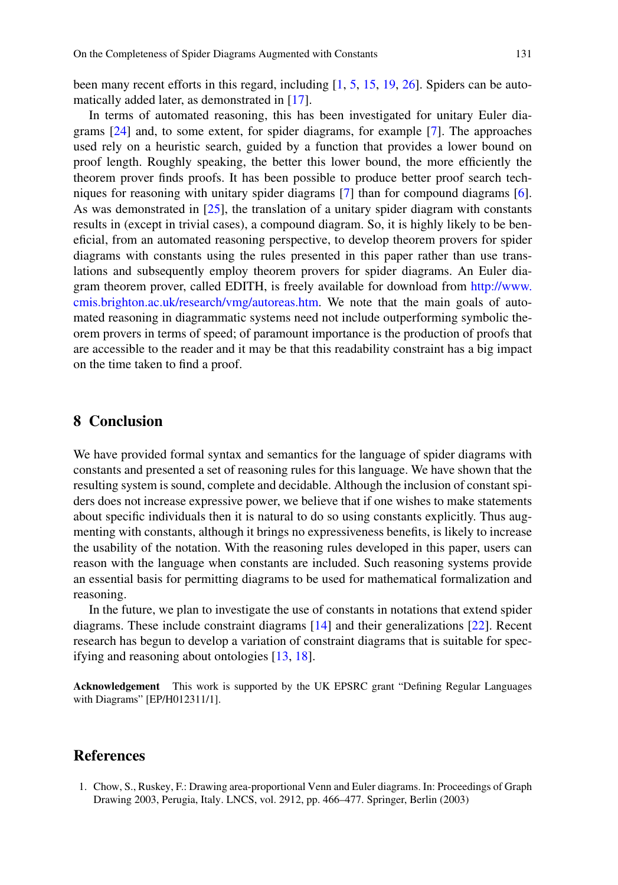been many recent efforts in this regard, including [1, 5, 15, 19, 26]. Spiders can be automatically added later, as demonstrated in [17].

In terms of automated reasoning, this has been investigated for unitary Euler diagrams [24] and, to some extent, for spider diagrams, for example [7]. The approaches used rely on a heuristic search, guided by a function that provides a lower bound on proof length. Roughly speaking, the better this lower bound, the more efficiently the theorem prover finds proofs. It has been possible to produce better proof search techniques for reasoning with unitary spider diagrams [7] than for compound diagrams [6]. As was demonstrated in [25], the translation of a unitary spider diagram with constants results in (except in trivial cases), a compound diagram. So, it is highly likely to be beneficial, from an automated reasoning perspective, to develop theorem provers for spider diagrams with constants using the rules presented in this paper rather than use translations and subsequently employ theorem provers for spider diagrams. An Euler diagram theorem prover, called EDITH, is freely available for download from http://www.cmis.brighton.ac.uk/research/vmg/autoreas.htm. We note that the main goals of automated reasoning in diagrammatic systems need not include outperforming symbolic theorem provers in terms of speed; of paramount importance is the production of proofs that are accessible to the reader and it may be that this readability constraint has a big impact on the time taken to find a proof.

## 8 Conclusion

We have provided formal syntax and semantics for the language of spider diagrams with constants and presented a set of reasoning rules for this language. We have shown that the resulting system is sound, complete and decidable. Although the inclusion of constant spiders does not increase expressive power, we believe that if one wishes to make statements about specific individuals then it is natural to do so using constants explicitly. Thus augmenting with constants, although it brings no expressiveness benefits, is likely to increase the usability of the notation. With the reasoning rules developed in this paper, users can reason with the language when constants are included. Such reasoning systems provide an essential basis for permitting diagrams to be used for mathematical formalization and reasoning.

In the future, we plan to investigate the use of constants in notations that extend spider diagrams. These include constraint diagrams [14] and their generalizations [22]. Recent research has begun to develop a variation of constraint diagrams that is suitable for specifying and reasoning about ontologies [13, 18].

**Acknowledgement** This work is supported by the UK EPSRC grant "Defining Regular Languages with Diagrams" [EP/H012311/1].

## References

1. Chow, S., Ruskey, F.: Drawing area-proportional Venn and Euler diagrams. In: Proceedings of Graph Drawing 2003, Perugia, Italy. LNCS, vol. 2912, pp. 466–477. Springer, Berlin (2003)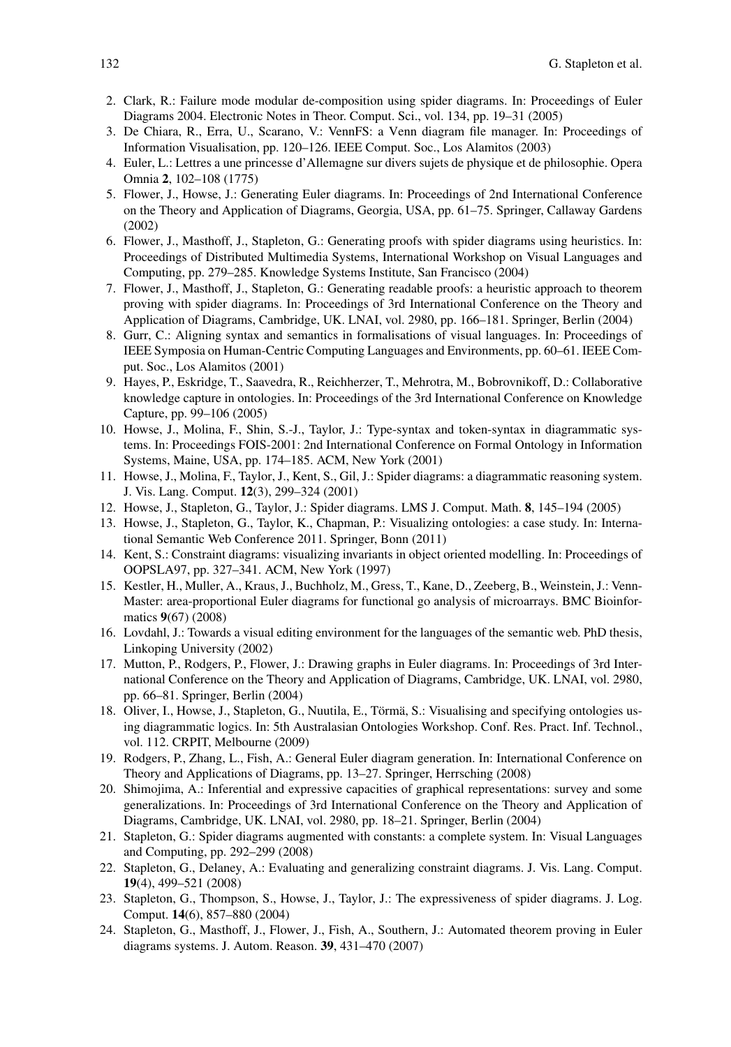2. Clark, R.: Failure mode modular de-composition using spider diagrams. In: Proceedings of Euler Diagrams 2004. Electronic Notes in Theor. Comput. Sci., vol. 134, pp. 19–31 (2005)
3. De Chiara, R., Erra, U., Scarano, V.: VennFS: a Venn diagram file manager. In: Proceedings of Information Visualisation, pp. 120–126. IEEE Comput. Soc., Los Alamitos (2003)
4. Euler, L.: Lettres a une princesse d'Allemagne sur divers sujets de physique et de philosophie. Opera Omnia **2**, 102–108 (1775)
5. Flower, J., Howse, J.: Generating Euler diagrams. In: Proceedings of 2nd International Conference on the Theory and Application of Diagrams, Georgia, USA, pp. 61–75. Springer, Callaway Gardens (2002)
6. Flower, J., Masthoff, J., Stapleton, G.: Generating proofs with spider diagrams using heuristics. In: Proceedings of Distributed Multimedia Systems, International Workshop on Visual Languages and Computing, pp. 279–285. Knowledge Systems Institute, San Francisco (2004)
7. Flower, J., Masthoff, J., Stapleton, G.: Generating readable proofs: a heuristic approach to theorem proving with spider diagrams. In: Proceedings of 3rd International Conference on the Theory and Application of Diagrams, Cambridge, UK. LNAI, vol. 2980, pp. 166–181. Springer, Berlin (2004)
8. Gurr, C.: Aligning syntax and semantics in formalisations of visual languages. In: Proceedings of IEEE Symposia on Human-Centric Computing Languages and Environments, pp. 60–61. IEEE Comput. Soc., Los Alamitos (2001)
9. Hayes, P., Eskridge, T., Saavedra, R., Reichherzer, T., Mehrotra, M., Bobrovnikoff, D.: Collaborative knowledge capture in ontologies. In: Proceedings of the 3rd International Conference on Knowledge Capture, pp. 99–106 (2005)
10. Howse, J., Molina, F., Shin, S.-J., Taylor, J.: Type-syntax and token-syntax in diagrammatic systems. In: Proceedings FOIS-2001: 2nd International Conference on Formal Ontology in Information Systems, Maine, USA, pp. 174–185. ACM, New York (2001)
11. Howse, J., Molina, F., Taylor, J., Kent, S., Gil, J.: Spider diagrams: a diagrammatic reasoning system. J. Vis. Lang. Comput. **12**(3), 299–324 (2001)
12. Howse, J., Stapleton, G., Taylor, J.: Spider diagrams. LMS J. Comput. Math. **8**, 145–194 (2005)
13. Howse, J., Stapleton, G., Taylor, K., Chapman, P.: Visualizing ontologies: a case study. In: International Semantic Web Conference 2011. Springer, Bonn (2011)
14. Kent, S.: Constraint diagrams: visualizing invariants in object oriented modelling. In: Proceedings of OOPSLA97, pp. 327–341. ACM, New York (1997)
15. Kestler, H., Muller, A., Kraus, J., Buchholz, M., Gress, T., Kane, D., Zeeberg, B., Weinstein, J.: VennMaster: area-proportional Euler diagrams for functional go analysis of microarrays. BMC Bioinformatics **9**(67) (2008)
16. Lovdahl, J.: Towards a visual editing environment for the languages of the semantic web. PhD thesis, Linkoping University (2002)
17. Mutton, P., Rodgers, P., Flower, J.: Drawing graphs in Euler diagrams. In: Proceedings of 3rd International Conference on the Theory and Application of Diagrams, Cambridge, UK. LNAI, vol. 2980, pp. 66–81. Springer, Berlin (2004)
18. Oliver, I., Howse, J., Stapleton, G., Nuutila, E., Törmä, S.: Visualising and specifying ontologies using diagrammatic logics. In: 5th Australasian Ontologies Workshop. Conf. Res. Pract. Inf. Technol., vol. 112. CRPIT, Melbourne (2009)
19. Rodgers, P., Zhang, L., Fish, A.: General Euler diagram generation. In: International Conference on Theory and Applications of Diagrams, pp. 13–27. Springer, Herrsching (2008)
20. Shimojima, A.: Inferential and expressive capacities of graphical representations: survey and some generalizations. In: Proceedings of 3rd International Conference on the Theory and Application of Diagrams, Cambridge, UK. LNAI, vol. 2980, pp. 18–21. Springer, Berlin (2004)
21. Stapleton, G.: Spider diagrams augmented with constants: a complete system. In: Visual Languages and Computing, pp. 292–299 (2008)
22. Stapleton, G., Delaney, A.: Evaluating and generalizing constraint diagrams. J. Vis. Lang. Comput. **19**(4), 499–521 (2008)
23. Stapleton, G., Thompson, S., Howse, J., Taylor, J.: The expressiveness of spider diagrams. J. Log. Comput. **14**(6), 857–880 (2004)
24. Stapleton, G., Masthoff, J., Flower, J., Fish, A., Southern, J.: Automated theorem proving in Euler diagrams systems. J. Autom. Reason. **39**, 431–470 (2007)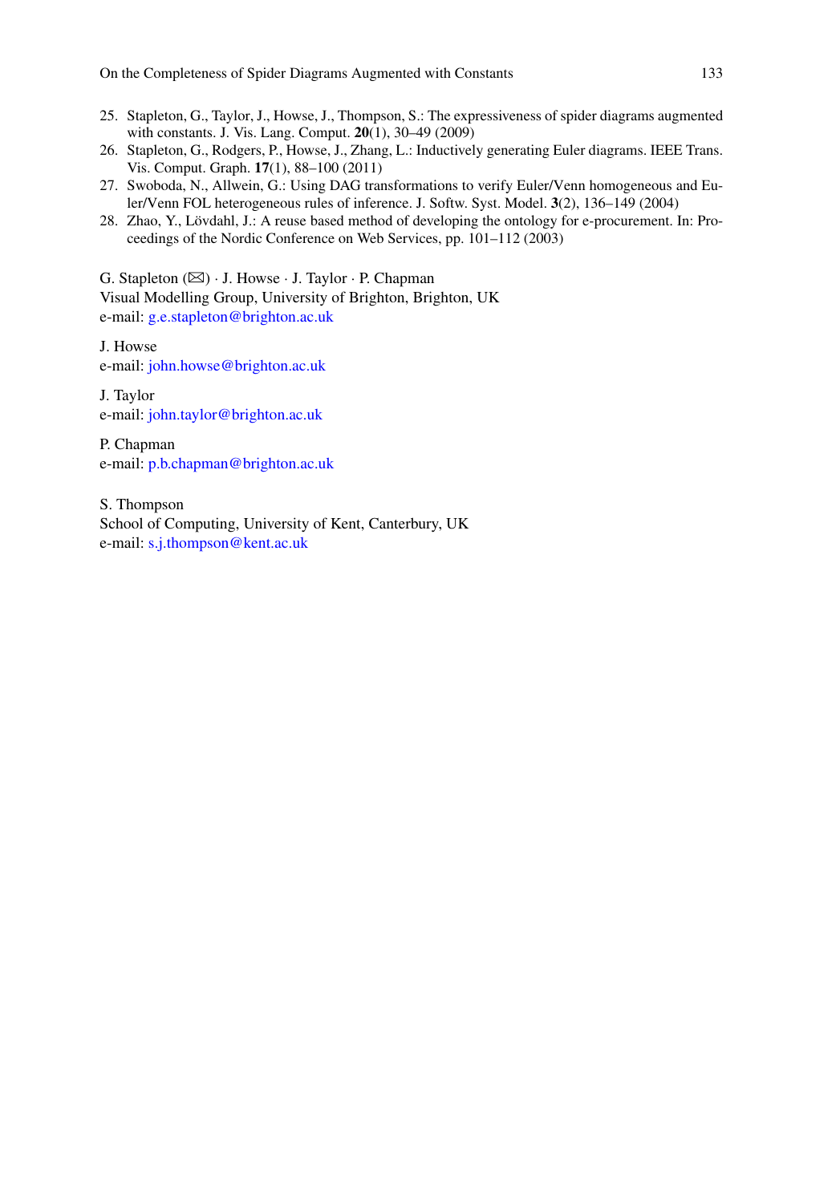25. Stapleton, G., Taylor, J., Howse, J., Thompson, S.: The expressiveness of spider diagrams augmented with constants. J. Vis. Lang. Comput. **20**(1), 30–49 (2009)
26. Stapleton, G., Rodgers, P., Howse, J., Zhang, L.: Inductively generating Euler diagrams. IEEE Trans. Vis. Comput. Graph. **17**(1), 88–100 (2011)
27. Swoboda, N., Allwein, G.: Using DAG transformations to verify Euler/Venn homogeneous and Euler/Venn FOL heterogeneous rules of inference. J. Softw. Syst. Model. **3**(2), 136–149 (2004)
28. Zhao, Y., Lövdahl, J.: A reuse based method of developing the ontology for e-procurement. In: Proceedings of the Nordic Conference on Web Services, pp. 101–112 (2003)

G. Stapleton (✉) · J. Howse · J. Taylor · P. Chapman
Visual Modelling Group, University of Brighton, Brighton, UK
e-mail: g.e.stapleton@brighton.ac.uk

J. Howse
e-mail: john.howse@brighton.ac.uk

J. Taylor
e-mail: john.taylor@brighton.ac.uk

P. Chapman
e-mail: p.b.chapman@brighton.ac.uk

S. Thompson
School of Computing, University of Kent, Canterbury, UK
e-mail: s.j.thompson@kent.ac.uk